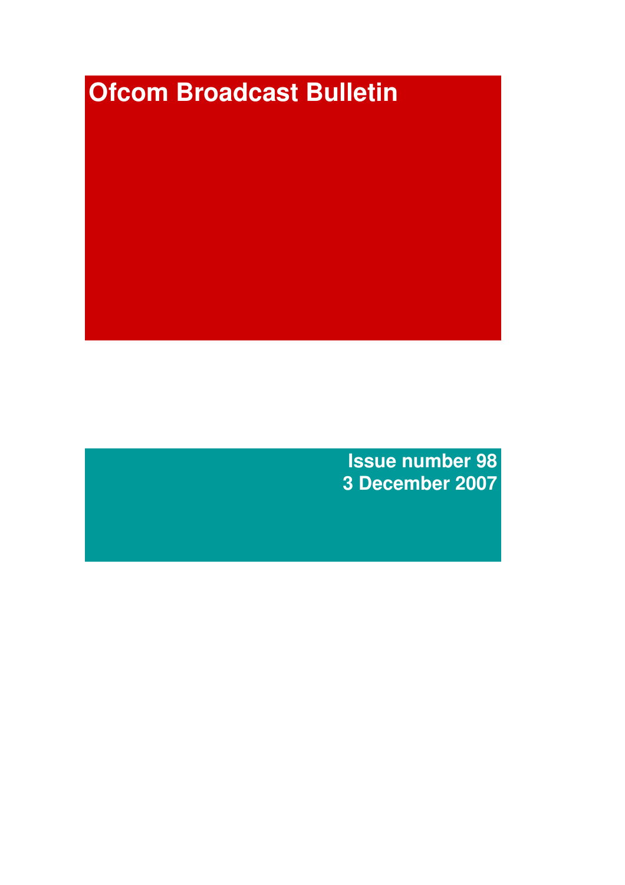# Ofcom Broadcast Bulletin

**Issue number 98**
**3 December 2007**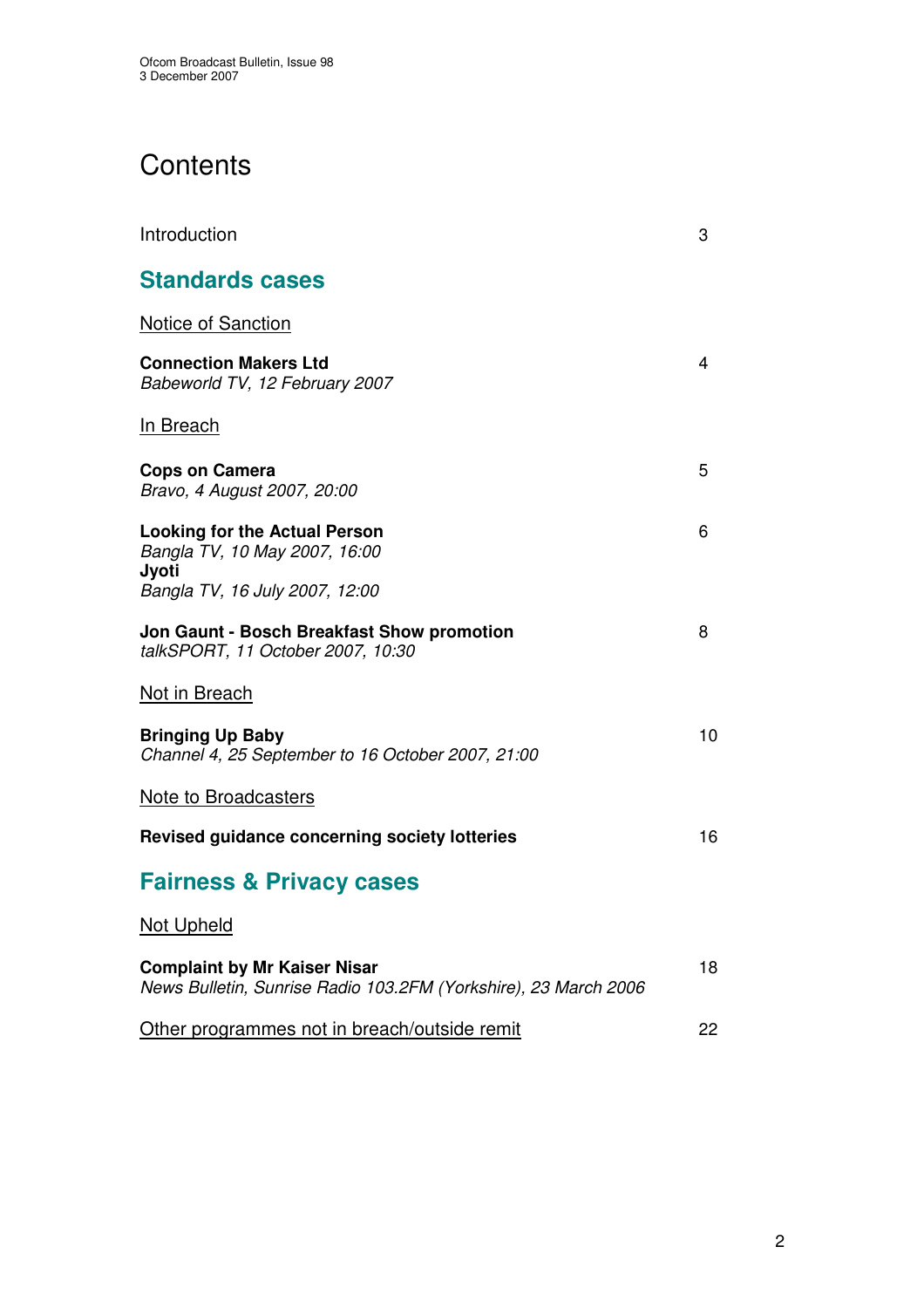# Contents

| | |
|---|---|
| Introduction | 3 |

## Standards cases

Notice of Sanction

| | |
|---|---|
| **Connection Makers Ltd**<br>*Babeworld TV, 12 February 2007* | 4 |

In Breach

| | |
|---|---|
| **Cops on Camera**<br>*Bravo, 4 August 2007, 20:00* | 5 |
| **Looking for the Actual Person**<br>*Bangla TV, 10 May 2007, 16:00*<br>**Jyoti**<br>*Bangla TV, 16 July 2007, 12:00* | 6 |
| **Jon Gaunt - Bosch Breakfast Show promotion**<br>*talkSPORT, 11 October 2007, 10:30* | 8 |

Not in Breach

| | |
|---|---|
| **Bringing Up Baby**<br>*Channel 4, 25 September to 16 October 2007, 21:00* | 10 |

Note to Broadcasters

| | |
|---|---|
| **Revised guidance concerning society lotteries** | 16 |

## Fairness & Privacy cases

Not Upheld

| | |
|---|---|
| **Complaint by Mr Kaiser Nisar**<br>*News Bulletin, Sunrise Radio 103.2FM (Yorkshire), 23 March 2006* | 18 |
| Other programmes not in breach/outside remit | 22 |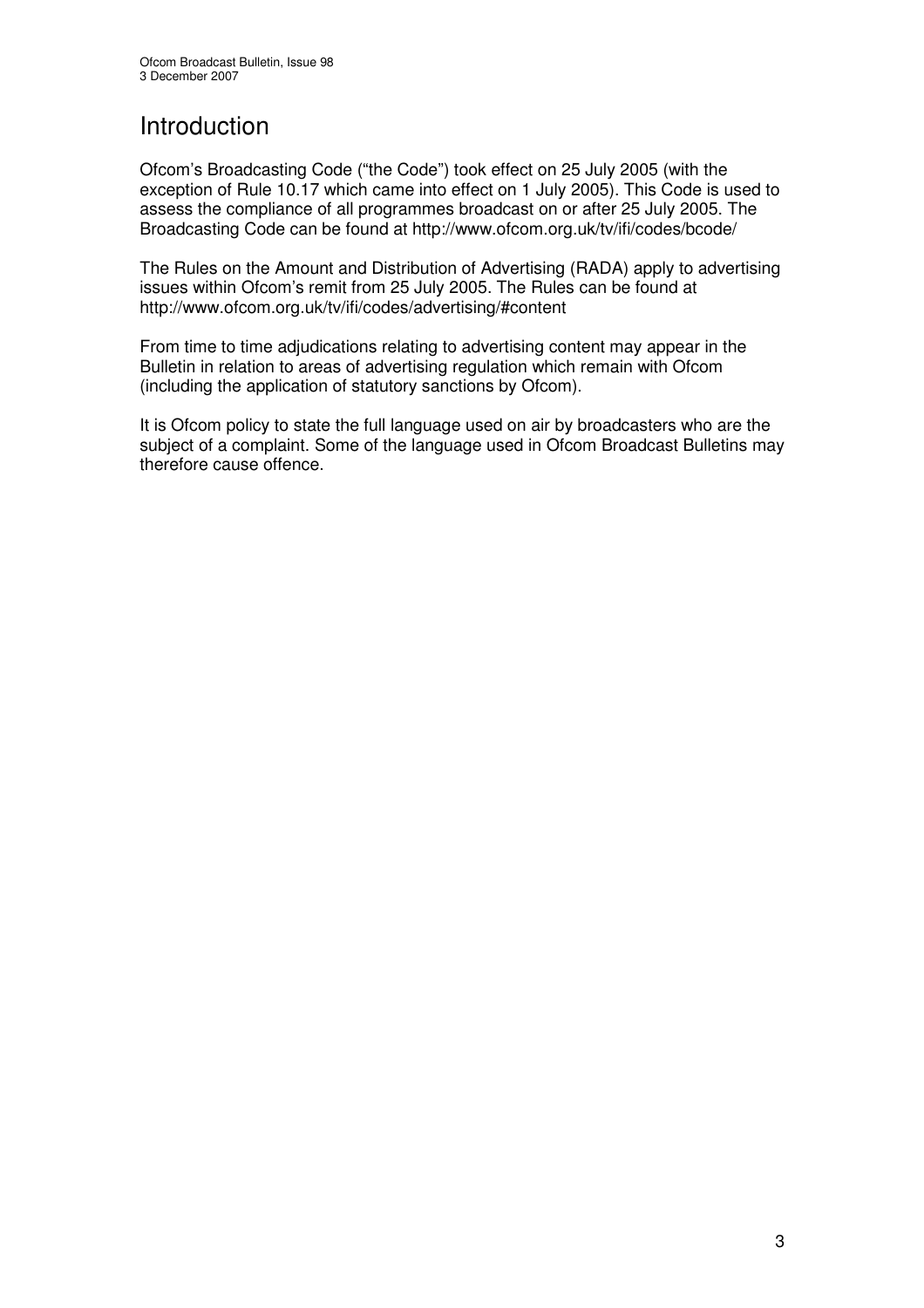# Introduction

Ofcom's Broadcasting Code ("the Code") took effect on 25 July 2005 (with the exception of Rule 10.17 which came into effect on 1 July 2005). This Code is used to assess the compliance of all programmes broadcast on or after 25 July 2005. The Broadcasting Code can be found at http://www.ofcom.org.uk/tv/ifi/codes/bcode/

The Rules on the Amount and Distribution of Advertising (RADA) apply to advertising issues within Ofcom's remit from 25 July 2005. The Rules can be found at http://www.ofcom.org.uk/tv/ifi/codes/advertising/#content

From time to time adjudications relating to advertising content may appear in the Bulletin in relation to areas of advertising regulation which remain with Ofcom (including the application of statutory sanctions by Ofcom).

It is Ofcom policy to state the full language used on air by broadcasters who are the subject of a complaint. Some of the language used in Ofcom Broadcast Bulletins may therefore cause offence.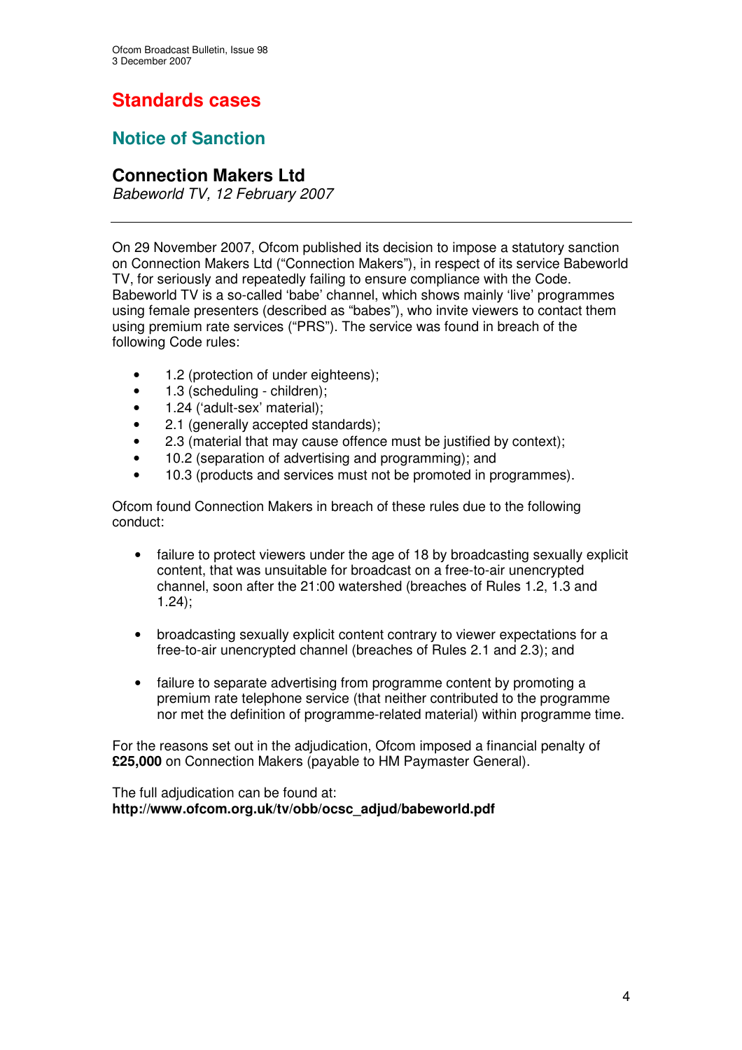# Standards cases

## Notice of Sanction

### Connection Makers Ltd

*Babeworld TV, 12 February 2007*

---

On 29 November 2007, Ofcom published its decision to impose a statutory sanction on Connection Makers Ltd ("Connection Makers"), in respect of its service Babeworld TV, for seriously and repeatedly failing to ensure compliance with the Code. Babeworld TV is a so-called 'babe' channel, which shows mainly 'live' programmes using female presenters (described as "babes"), who invite viewers to contact them using premium rate services ("PRS"). The service was found in breach of the following Code rules:

- 1.2 (protection of under eighteens);
- 1.3 (scheduling - children);
- 1.24 ('adult-sex' material);
- 2.1 (generally accepted standards);
- 2.3 (material that may cause offence must be justified by context);
- 10.2 (separation of advertising and programming); and
- 10.3 (products and services must not be promoted in programmes).

Ofcom found Connection Makers in breach of these rules due to the following conduct:

- failure to protect viewers under the age of 18 by broadcasting sexually explicit content, that was unsuitable for broadcast on a free-to-air unencrypted channel, soon after the 21:00 watershed (breaches of Rules 1.2, 1.3 and 1.24);
- broadcasting sexually explicit content contrary to viewer expectations for a free-to-air unencrypted channel (breaches of Rules 2.1 and 2.3); and
- failure to separate advertising from programme content by promoting a premium rate telephone service (that neither contributed to the programme nor met the definition of programme-related material) within programme time.

For the reasons set out in the adjudication, Ofcom imposed a financial penalty of **£25,000** on Connection Makers (payable to HM Paymaster General).

The full adjudication can be found at:
**http://www.ofcom.org.uk/tv/obb/ocsc_adjud/babeworld.pdf**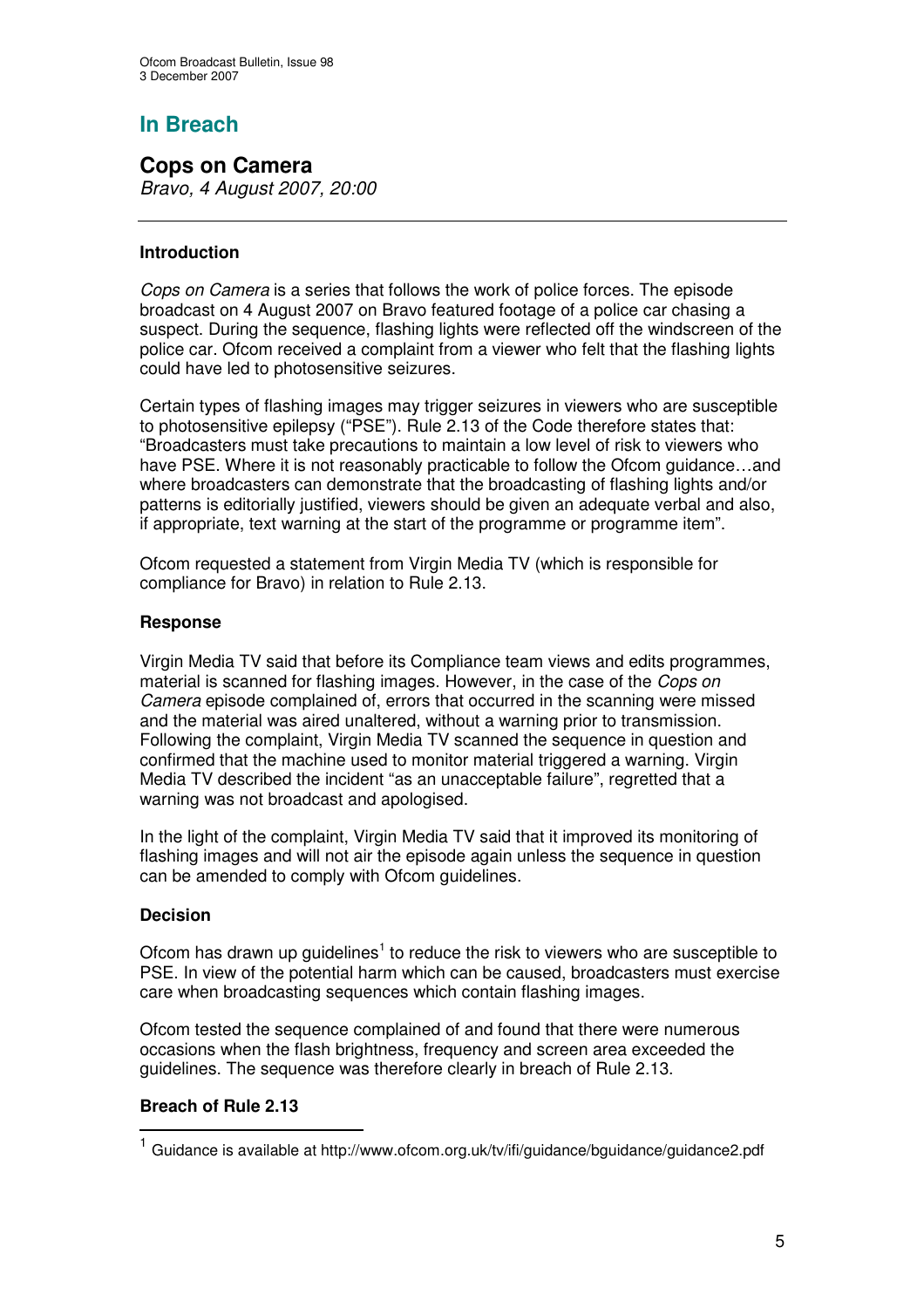## In Breach

### Cops on Camera

*Bravo, 4 August 2007, 20:00*

---

**Introduction**

*Cops on Camera* is a series that follows the work of police forces. The episode broadcast on 4 August 2007 on Bravo featured footage of a police car chasing a suspect. During the sequence, flashing lights were reflected off the windscreen of the police car. Ofcom received a complaint from a viewer who felt that the flashing lights could have led to photosensitive seizures.

Certain types of flashing images may trigger seizures in viewers who are susceptible to photosensitive epilepsy ("PSE"). Rule 2.13 of the Code therefore states that: "Broadcasters must take precautions to maintain a low level of risk to viewers who have PSE. Where it is not reasonably practicable to follow the Ofcom guidance…and where broadcasters can demonstrate that the broadcasting of flashing lights and/or patterns is editorially justified, viewers should be given an adequate verbal and also, if appropriate, text warning at the start of the programme or programme item".

Ofcom requested a statement from Virgin Media TV (which is responsible for compliance for Bravo) in relation to Rule 2.13.

**Response**

Virgin Media TV said that before its Compliance team views and edits programmes, material is scanned for flashing images. However, in the case of the *Cops on Camera* episode complained of, errors that occurred in the scanning were missed and the material was aired unaltered, without a warning prior to transmission. Following the complaint, Virgin Media TV scanned the sequence in question and confirmed that the machine used to monitor material triggered a warning. Virgin Media TV described the incident "as an unacceptable failure", regretted that a warning was not broadcast and apologised.

In the light of the complaint, Virgin Media TV said that it improved its monitoring of flashing images and will not air the episode again unless the sequence in question can be amended to comply with Ofcom guidelines.

**Decision**

Ofcom has drawn up guidelines[1] to reduce the risk to viewers who are susceptible to PSE. In view of the potential harm which can be caused, broadcasters must exercise care when broadcasting sequences which contain flashing images.

Ofcom tested the sequence complained of and found that there were numerous occasions when the flash brightness, frequency and screen area exceeded the guidelines. The sequence was therefore clearly in breach of Rule 2.13.

**Breach of Rule 2.13**

---

[1] Guidance is available at http://www.ofcom.org.uk/tv/ifi/guidance/bguidance/guidance2.pdf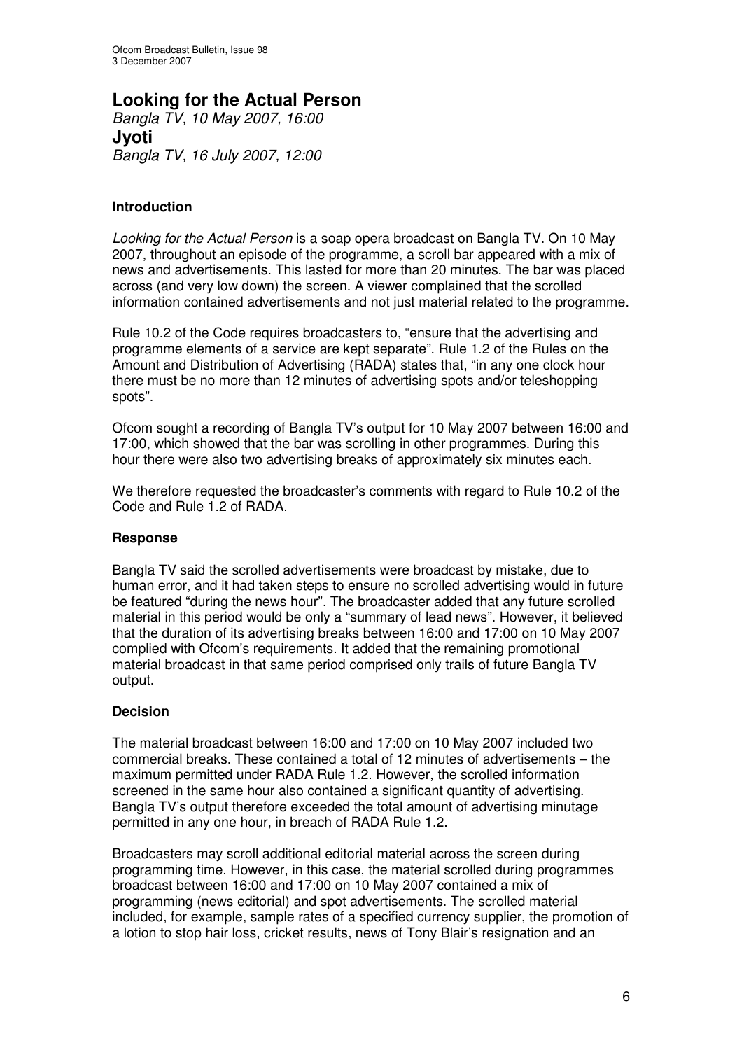# Looking for the Actual Person

*Bangla TV, 10 May 2007, 16:00*

# Jyoti

*Bangla TV, 16 July 2007, 12:00*

---

**Introduction**

*Looking for the Actual Person* is a soap opera broadcast on Bangla TV. On 10 May 2007, throughout an episode of the programme, a scroll bar appeared with a mix of news and advertisements. This lasted for more than 20 minutes. The bar was placed across (and very low down) the screen. A viewer complained that the scrolled information contained advertisements and not just material related to the programme.

Rule 10.2 of the Code requires broadcasters to, "ensure that the advertising and programme elements of a service are kept separate". Rule 1.2 of the Rules on the Amount and Distribution of Advertising (RADA) states that, "in any one clock hour there must be no more than 12 minutes of advertising spots and/or teleshopping spots".

Ofcom sought a recording of Bangla TV's output for 10 May 2007 between 16:00 and 17:00, which showed that the bar was scrolling in other programmes. During this hour there were also two advertising breaks of approximately six minutes each.

We therefore requested the broadcaster's comments with regard to Rule 10.2 of the Code and Rule 1.2 of RADA.

**Response**

Bangla TV said the scrolled advertisements were broadcast by mistake, due to human error, and it had taken steps to ensure no scrolled advertising would in future be featured "during the news hour". The broadcaster added that any future scrolled material in this period would be only a "summary of lead news". However, it believed that the duration of its advertising breaks between 16:00 and 17:00 on 10 May 2007 complied with Ofcom's requirements. It added that the remaining promotional material broadcast in that same period comprised only trails of future Bangla TV output.

**Decision**

The material broadcast between 16:00 and 17:00 on 10 May 2007 included two commercial breaks. These contained a total of 12 minutes of advertisements – the maximum permitted under RADA Rule 1.2. However, the scrolled information screened in the same hour also contained a significant quantity of advertising. Bangla TV's output therefore exceeded the total amount of advertising minutage permitted in any one hour, in breach of RADA Rule 1.2.

Broadcasters may scroll additional editorial material across the screen during programming time. However, in this case, the material scrolled during programmes broadcast between 16:00 and 17:00 on 10 May 2007 contained a mix of programming (news editorial) and spot advertisements. The scrolled material included, for example, sample rates of a specified currency supplier, the promotion of a lotion to stop hair loss, cricket results, news of Tony Blair's resignation and an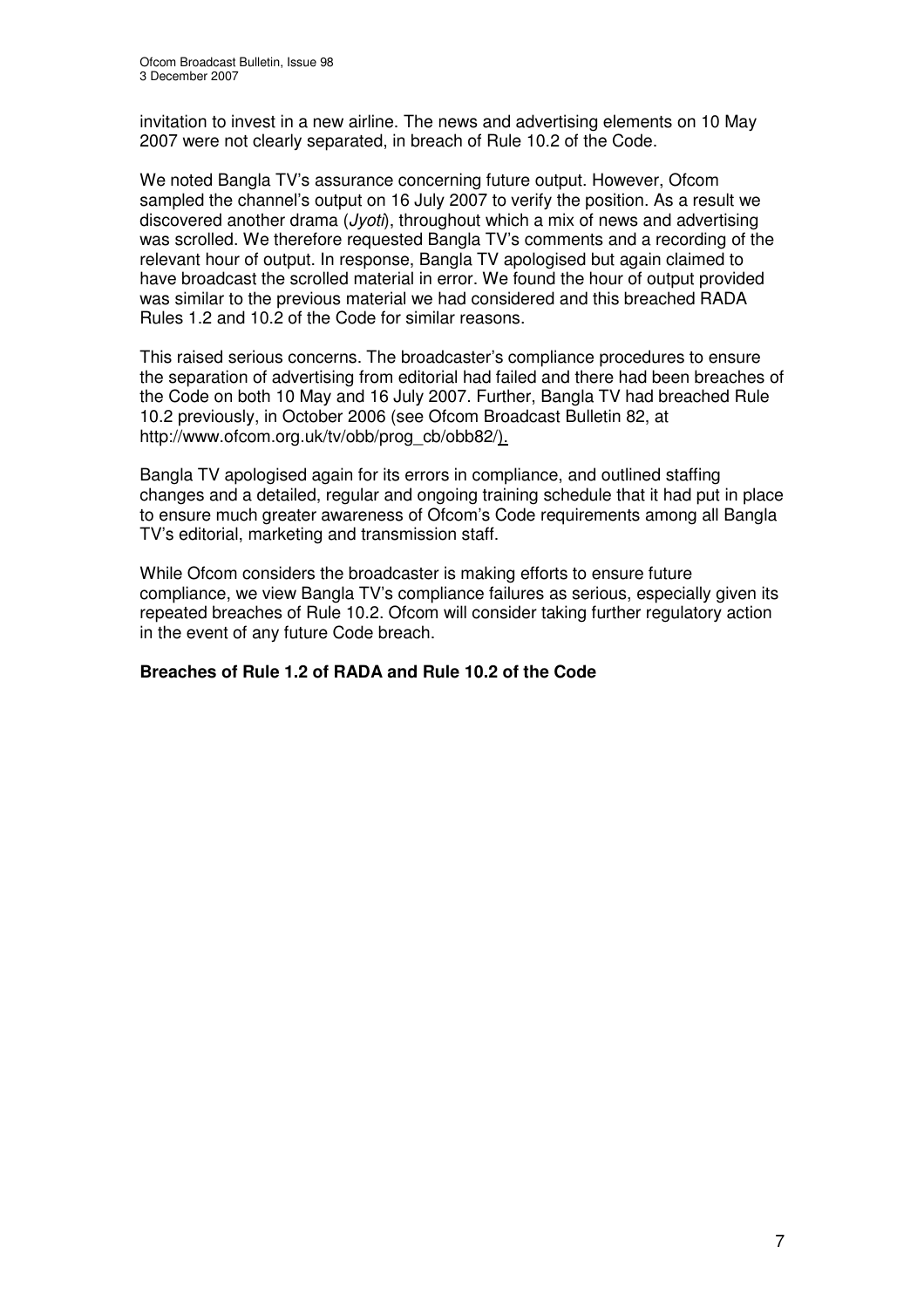invitation to invest in a new airline. The news and advertising elements on 10 May 2007 were not clearly separated, in breach of Rule 10.2 of the Code.

We noted Bangla TV's assurance concerning future output. However, Ofcom sampled the channel's output on 16 July 2007 to verify the position. As a result we discovered another drama (*Jyoti*), throughout which a mix of news and advertising was scrolled. We therefore requested Bangla TV's comments and a recording of the relevant hour of output. In response, Bangla TV apologised but again claimed to have broadcast the scrolled material in error. We found the hour of output provided was similar to the previous material we had considered and this breached RADA Rules 1.2 and 10.2 of the Code for similar reasons.

This raised serious concerns. The broadcaster's compliance procedures to ensure the separation of advertising from editorial had failed and there had been breaches of the Code on both 10 May and 16 July 2007. Further, Bangla TV had breached Rule 10.2 previously, in October 2006 (see Ofcom Broadcast Bulletin 82, at http://www.ofcom.org.uk/tv/obb/prog_cb/obb82/).

Bangla TV apologised again for its errors in compliance, and outlined staffing changes and a detailed, regular and ongoing training schedule that it had put in place to ensure much greater awareness of Ofcom's Code requirements among all Bangla TV's editorial, marketing and transmission staff.

While Ofcom considers the broadcaster is making efforts to ensure future compliance, we view Bangla TV's compliance failures as serious, especially given its repeated breaches of Rule 10.2. Ofcom will consider taking further regulatory action in the event of any future Code breach.

**Breaches of Rule 1.2 of RADA and Rule 10.2 of the Code**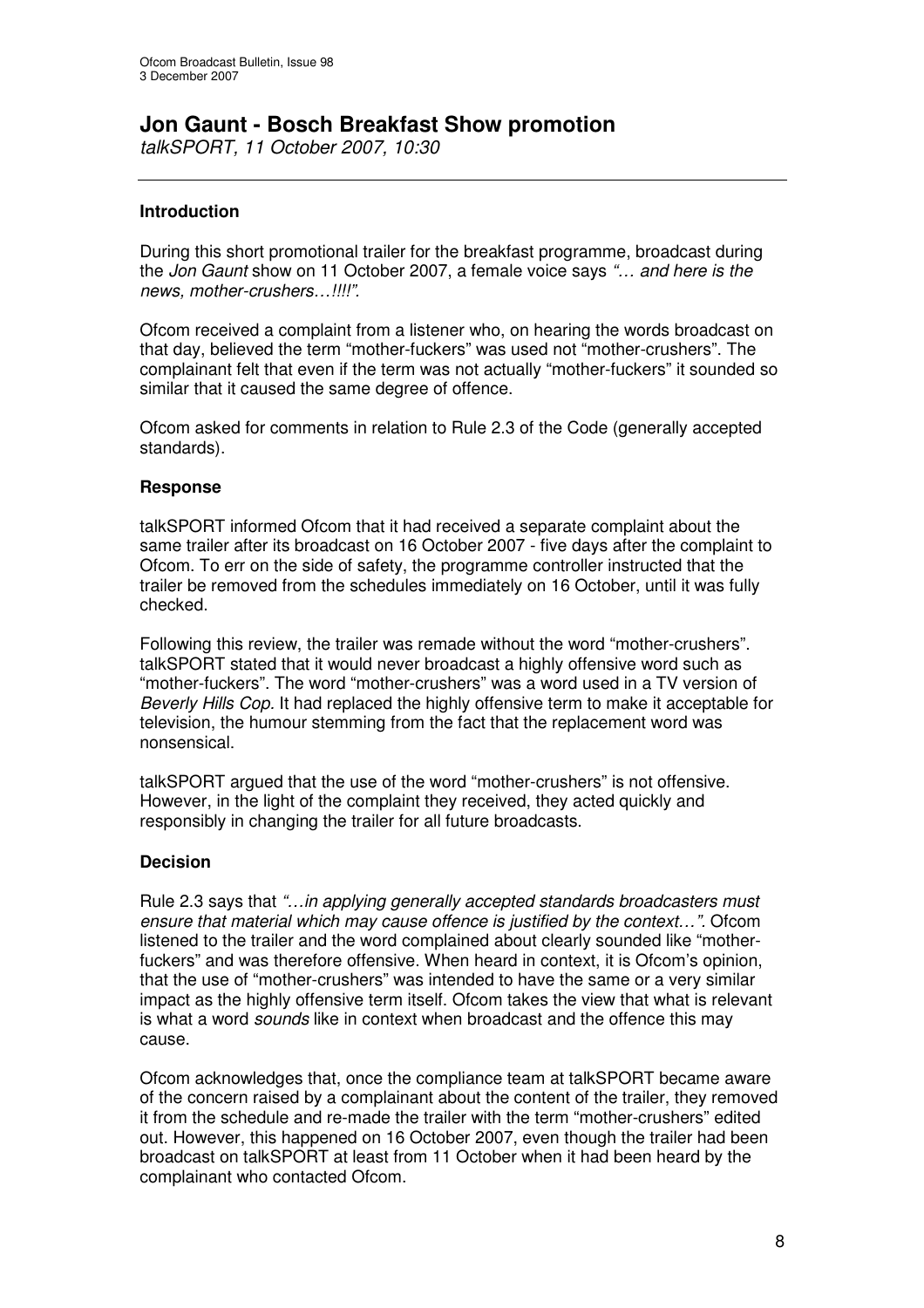# Jon Gaunt - Bosch Breakfast Show promotion

*talkSPORT, 11 October 2007, 10:30*

---

### Introduction

During this short promotional trailer for the breakfast programme, broadcast during the *Jon Gaunt* show on 11 October 2007, a female voice says *"… and here is the news, mother-crushers…!!!!".*

Ofcom received a complaint from a listener who, on hearing the words broadcast on that day, believed the term "mother-fuckers" was used not "mother-crushers". The complainant felt that even if the term was not actually "mother-fuckers" it sounded so similar that it caused the same degree of offence.

Ofcom asked for comments in relation to Rule 2.3 of the Code (generally accepted standards).

### Response

talkSPORT informed Ofcom that it had received a separate complaint about the same trailer after its broadcast on 16 October 2007 - five days after the complaint to Ofcom. To err on the side of safety, the programme controller instructed that the trailer be removed from the schedules immediately on 16 October, until it was fully checked.

Following this review, the trailer was remade without the word "mother-crushers". talkSPORT stated that it would never broadcast a highly offensive word such as "mother-fuckers". The word "mother-crushers" was a word used in a TV version of *Beverly Hills Cop*. It had replaced the highly offensive term to make it acceptable for television, the humour stemming from the fact that the replacement word was nonsensical.

talkSPORT argued that the use of the word "mother-crushers" is not offensive. However, in the light of the complaint they received, they acted quickly and responsibly in changing the trailer for all future broadcasts.

### Decision

Rule 2.3 says that *"…in applying generally accepted standards broadcasters must ensure that material which may cause offence is justified by the context…"*. Ofcom listened to the trailer and the word complained about clearly sounded like "mother-fuckers" and was therefore offensive. When heard in context, it is Ofcom's opinion, that the use of "mother-crushers" was intended to have the same or a very similar impact as the highly offensive term itself. Ofcom takes the view that what is relevant is what a word *sounds* like in context when broadcast and the offence this may cause.

Ofcom acknowledges that, once the compliance team at talkSPORT became aware of the concern raised by a complainant about the content of the trailer, they removed it from the schedule and re-made the trailer with the term "mother-crushers" edited out. However, this happened on 16 October 2007, even though the trailer had been broadcast on talkSPORT at least from 11 October when it had been heard by the complainant who contacted Ofcom.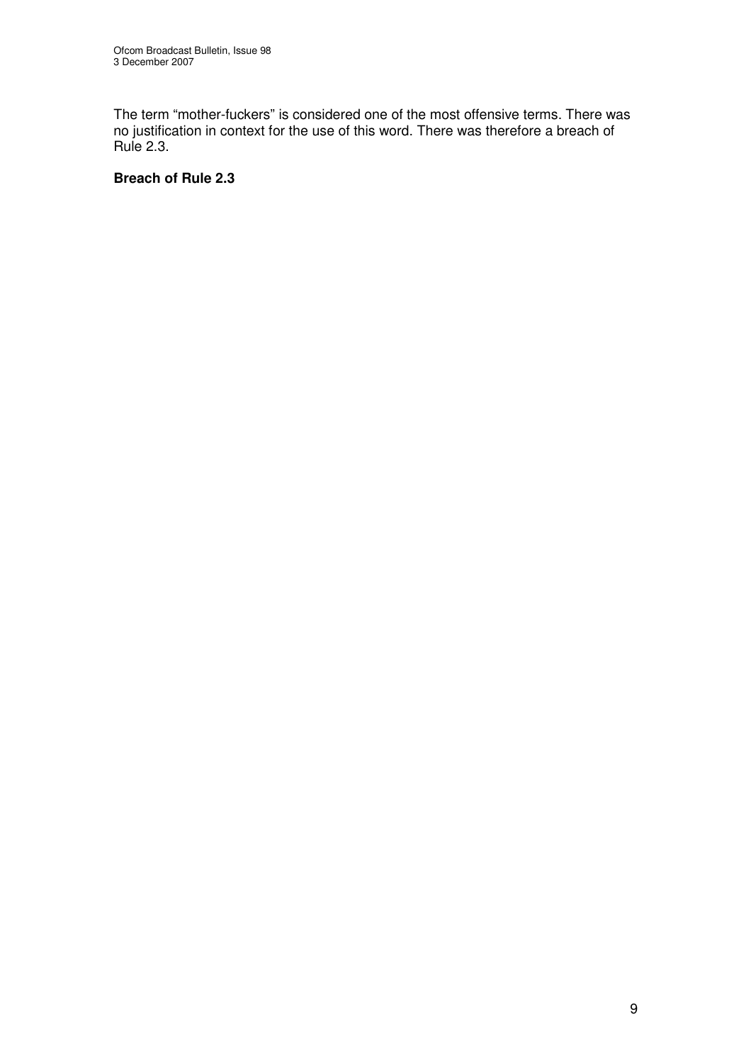The term "mother-fuckers" is considered one of the most offensive terms. There was no justification in context for the use of this word. There was therefore a breach of Rule 2.3.

**Breach of Rule 2.3**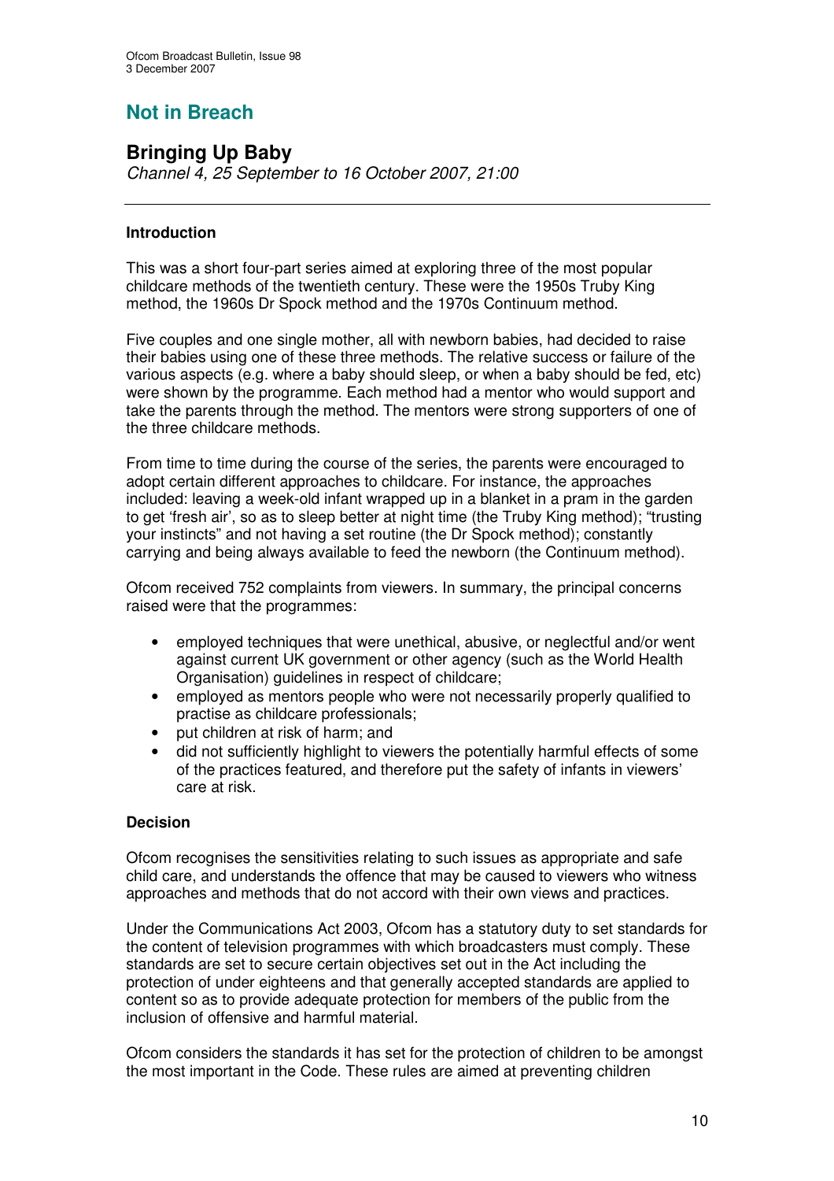## Not in Breach

### Bringing Up Baby

*Channel 4, 25 September to 16 October 2007, 21:00*

---

**Introduction**

This was a short four-part series aimed at exploring three of the most popular childcare methods of the twentieth century. These were the 1950s Truby King method, the 1960s Dr Spock method and the 1970s Continuum method.

Five couples and one single mother, all with newborn babies, had decided to raise their babies using one of these three methods. The relative success or failure of the various aspects (e.g. where a baby should sleep, or when a baby should be fed, etc) were shown by the programme. Each method had a mentor who would support and take the parents through the method. The mentors were strong supporters of one of the three childcare methods.

From time to time during the course of the series, the parents were encouraged to adopt certain different approaches to childcare. For instance, the approaches included: leaving a week-old infant wrapped up in a blanket in a pram in the garden to get 'fresh air', so as to sleep better at night time (the Truby King method); "trusting your instincts" and not having a set routine (the Dr Spock method); constantly carrying and being always available to feed the newborn (the Continuum method).

Ofcom received 752 complaints from viewers. In summary, the principal concerns raised were that the programmes:

- employed techniques that were unethical, abusive, or neglectful and/or went against current UK government or other agency (such as the World Health Organisation) guidelines in respect of childcare;
- employed as mentors people who were not necessarily properly qualified to practise as childcare professionals;
- put children at risk of harm; and
- did not sufficiently highlight to viewers the potentially harmful effects of some of the practices featured, and therefore put the safety of infants in viewers' care at risk.

**Decision**

Ofcom recognises the sensitivities relating to such issues as appropriate and safe child care, and understands the offence that may be caused to viewers who witness approaches and methods that do not accord with their own views and practices.

Under the Communications Act 2003, Ofcom has a statutory duty to set standards for the content of television programmes with which broadcasters must comply. These standards are set to secure certain objectives set out in the Act including the protection of under eighteens and that generally accepted standards are applied to content so as to provide adequate protection for members of the public from the inclusion of offensive and harmful material.

Ofcom considers the standards it has set for the protection of children to be amongst the most important in the Code. These rules are aimed at preventing children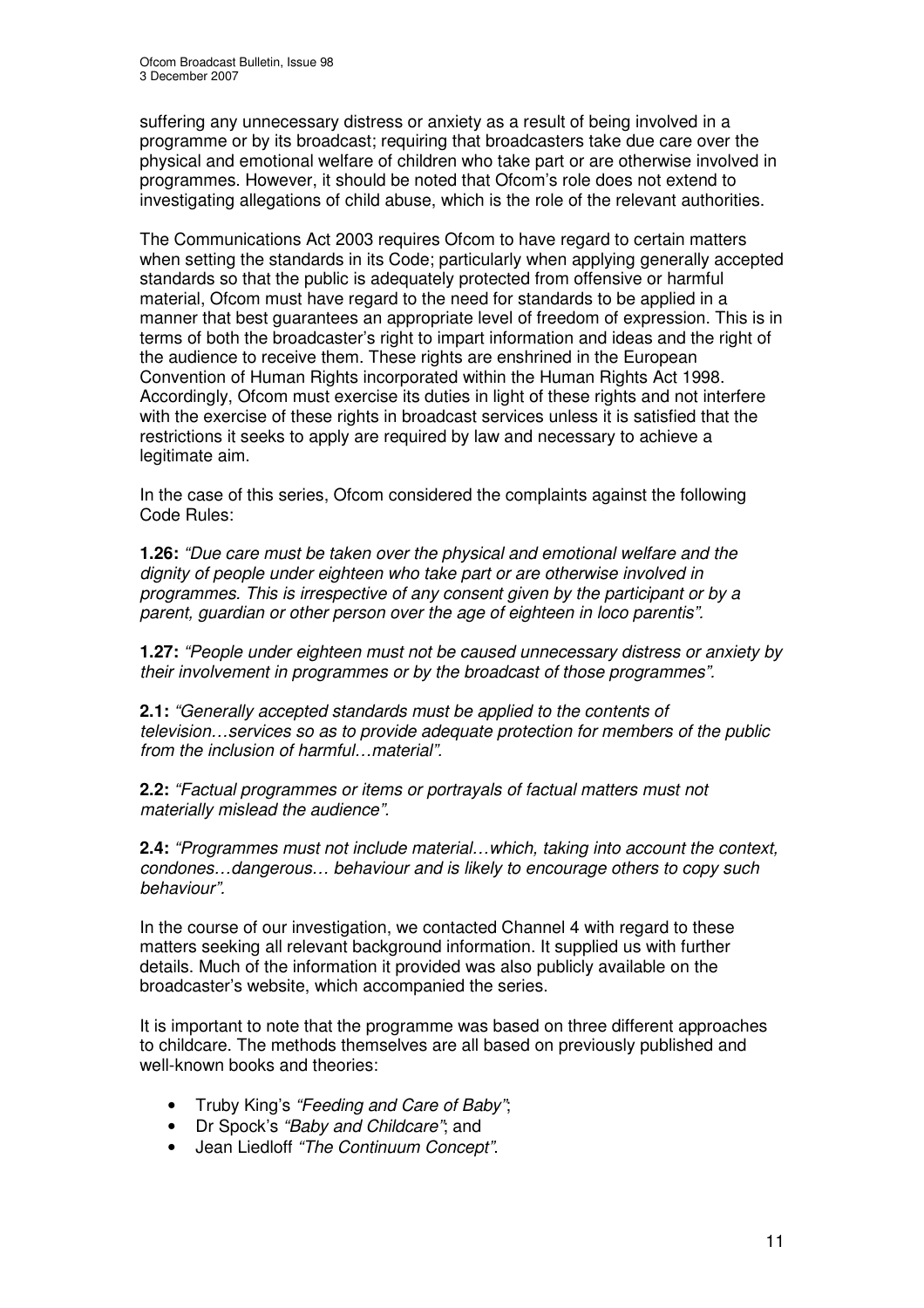suffering any unnecessary distress or anxiety as a result of being involved in a programme or by its broadcast; requiring that broadcasters take due care over the physical and emotional welfare of children who take part or are otherwise involved in programmes. However, it should be noted that Ofcom's role does not extend to investigating allegations of child abuse, which is the role of the relevant authorities.

The Communications Act 2003 requires Ofcom to have regard to certain matters when setting the standards in its Code; particularly when applying generally accepted standards so that the public is adequately protected from offensive or harmful material, Ofcom must have regard to the need for standards to be applied in a manner that best guarantees an appropriate level of freedom of expression. This is in terms of both the broadcaster's right to impart information and ideas and the right of the audience to receive them. These rights are enshrined in the European Convention of Human Rights incorporated within the Human Rights Act 1998. Accordingly, Ofcom must exercise its duties in light of these rights and not interfere with the exercise of these rights in broadcast services unless it is satisfied that the restrictions it seeks to apply are required by law and necessary to achieve a legitimate aim.

In the case of this series, Ofcom considered the complaints against the following Code Rules:

**1.26:** *"Due care must be taken over the physical and emotional welfare and the dignity of people under eighteen who take part or are otherwise involved in programmes. This is irrespective of any consent given by the participant or by a parent, guardian or other person over the age of eighteen in loco parentis".*

**1.27:** *"People under eighteen must not be caused unnecessary distress or anxiety by their involvement in programmes or by the broadcast of those programmes".*

**2.1:** *"Generally accepted standards must be applied to the contents of television…services so as to provide adequate protection for members of the public from the inclusion of harmful…material".*

**2.2:** *"Factual programmes or items or portrayals of factual matters must not materially mislead the audience".*

**2.4:** *"Programmes must not include material…which, taking into account the context, condones…dangerous… behaviour and is likely to encourage others to copy such behaviour".*

In the course of our investigation, we contacted Channel 4 with regard to these matters seeking all relevant background information. It supplied us with further details. Much of the information it provided was also publicly available on the broadcaster's website, which accompanied the series.

It is important to note that the programme was based on three different approaches to childcare. The methods themselves are all based on previously published and well-known books and theories:

- Truby King's *"Feeding and Care of Baby"*;
- Dr Spock's *"Baby and Childcare"*; and
- Jean Liedloff *"The Continuum Concept"*.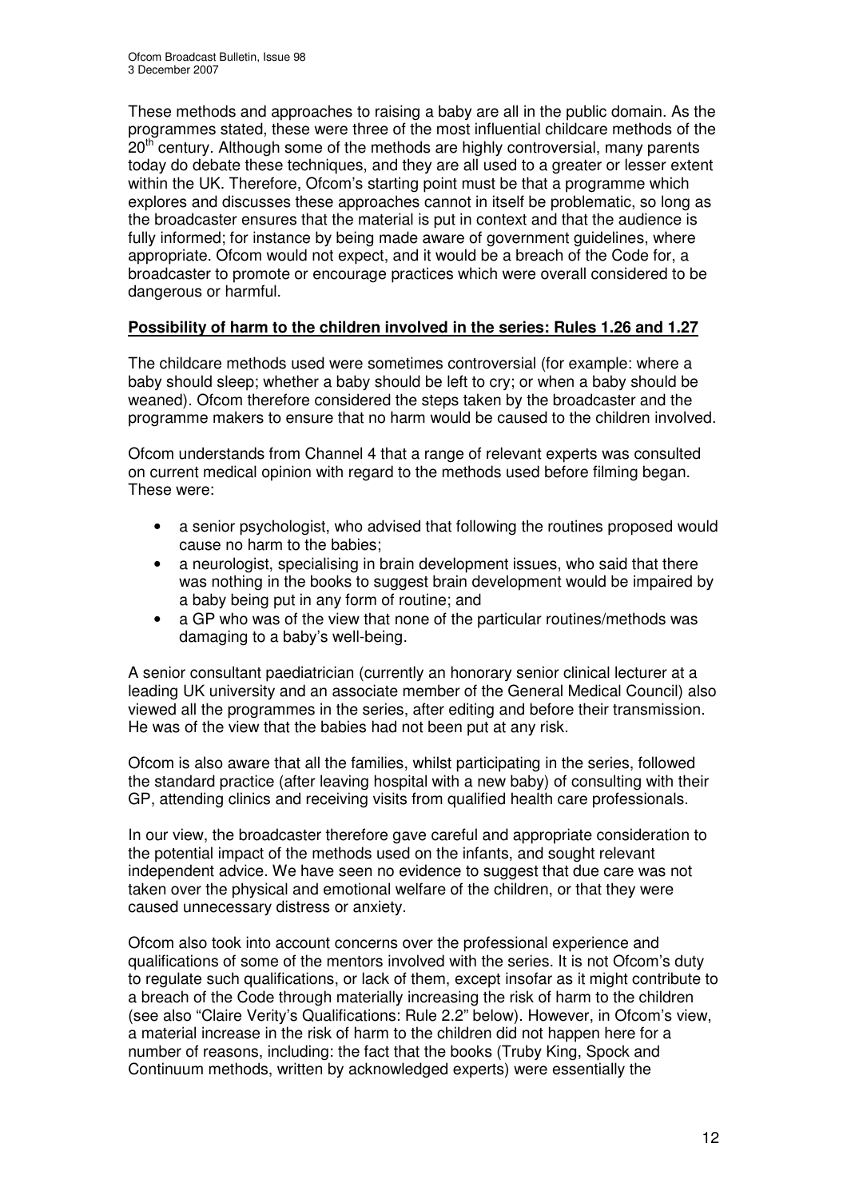These methods and approaches to raising a baby are all in the public domain. As the programmes stated, these were three of the most influential childcare methods of the 20th century. Although some of the methods are highly controversial, many parents today do debate these techniques, and they are all used to a greater or lesser extent within the UK. Therefore, Ofcom's starting point must be that a programme which explores and discusses these approaches cannot in itself be problematic, so long as the broadcaster ensures that the material is put in context and that the audience is fully informed; for instance by being made aware of government guidelines, where appropriate. Ofcom would not expect, and it would be a breach of the Code for, a broadcaster to promote or encourage practices which were overall considered to be dangerous or harmful.

**Possibility of harm to the children involved in the series: Rules 1.26 and 1.27**

The childcare methods used were sometimes controversial (for example: where a baby should sleep; whether a baby should be left to cry; or when a baby should be weaned). Ofcom therefore considered the steps taken by the broadcaster and the programme makers to ensure that no harm would be caused to the children involved.

Ofcom understands from Channel 4 that a range of relevant experts was consulted on current medical opinion with regard to the methods used before filming began. These were:

- a senior psychologist, who advised that following the routines proposed would cause no harm to the babies;
- a neurologist, specialising in brain development issues, who said that there was nothing in the books to suggest brain development would be impaired by a baby being put in any form of routine; and
- a GP who was of the view that none of the particular routines/methods was damaging to a baby's well-being.

A senior consultant paediatrician (currently an honorary senior clinical lecturer at a leading UK university and an associate member of the General Medical Council) also viewed all the programmes in the series, after editing and before their transmission. He was of the view that the babies had not been put at any risk.

Ofcom is also aware that all the families, whilst participating in the series, followed the standard practice (after leaving hospital with a new baby) of consulting with their GP, attending clinics and receiving visits from qualified health care professionals.

In our view, the broadcaster therefore gave careful and appropriate consideration to the potential impact of the methods used on the infants, and sought relevant independent advice. We have seen no evidence to suggest that due care was not taken over the physical and emotional welfare of the children, or that they were caused unnecessary distress or anxiety.

Ofcom also took into account concerns over the professional experience and qualifications of some of the mentors involved with the series. It is not Ofcom's duty to regulate such qualifications, or lack of them, except insofar as it might contribute to a breach of the Code through materially increasing the risk of harm to the children (see also "Claire Verity's Qualifications: Rule 2.2" below). However, in Ofcom's view, a material increase in the risk of harm to the children did not happen here for a number of reasons, including: the fact that the books (Truby King, Spock and Continuum methods, written by acknowledged experts) were essentially the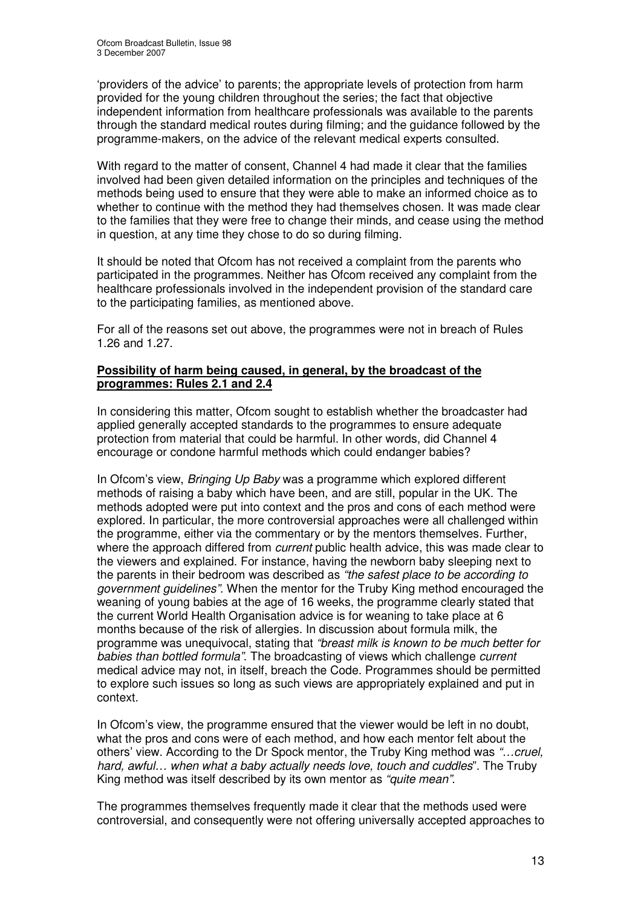'providers of the advice' to parents; the appropriate levels of protection from harm provided for the young children throughout the series; the fact that objective independent information from healthcare professionals was available to the parents through the standard medical routes during filming; and the guidance followed by the programme-makers, on the advice of the relevant medical experts consulted.

With regard to the matter of consent, Channel 4 had made it clear that the families involved had been given detailed information on the principles and techniques of the methods being used to ensure that they were able to make an informed choice as to whether to continue with the method they had themselves chosen. It was made clear to the families that they were free to change their minds, and cease using the method in question, at any time they chose to do so during filming.

It should be noted that Ofcom has not received a complaint from the parents who participated in the programmes. Neither has Ofcom received any complaint from the healthcare professionals involved in the independent provision of the standard care to the participating families, as mentioned above.

For all of the reasons set out above, the programmes were not in breach of Rules 1.26 and 1.27.

**Possibility of harm being caused, in general, by the broadcast of the programmes: Rules 2.1 and 2.4**

In considering this matter, Ofcom sought to establish whether the broadcaster had applied generally accepted standards to the programmes to ensure adequate protection from material that could be harmful. In other words, did Channel 4 encourage or condone harmful methods which could endanger babies?

In Ofcom's view, *Bringing Up Baby* was a programme which explored different methods of raising a baby which have been, and are still, popular in the UK. The methods adopted were put into context and the pros and cons of each method were explored. In particular, the more controversial approaches were all challenged within the programme, either via the commentary or by the mentors themselves. Further, where the approach differed from *current* public health advice, this was made clear to the viewers and explained. For instance, having the newborn baby sleeping next to the parents in their bedroom was described as *"the safest place to be according to government guidelines"*. When the mentor for the Truby King method encouraged the weaning of young babies at the age of 16 weeks, the programme clearly stated that the current World Health Organisation advice is for weaning to take place at 6 months because of the risk of allergies. In discussion about formula milk, the programme was unequivocal, stating that *"breast milk is known to be much better for babies than bottled formula"*. The broadcasting of views which challenge *current* medical advice may not, in itself, breach the Code. Programmes should be permitted to explore such issues so long as such views are appropriately explained and put in context.

In Ofcom's view, the programme ensured that the viewer would be left in no doubt, what the pros and cons were of each method, and how each mentor felt about the others' view. According to the Dr Spock mentor, the Truby King method was *"…cruel, hard, awful… when what a baby actually needs love, touch and cuddles*". The Truby King method was itself described by its own mentor as *"quite mean"*.

The programmes themselves frequently made it clear that the methods used were controversial, and consequently were not offering universally accepted approaches to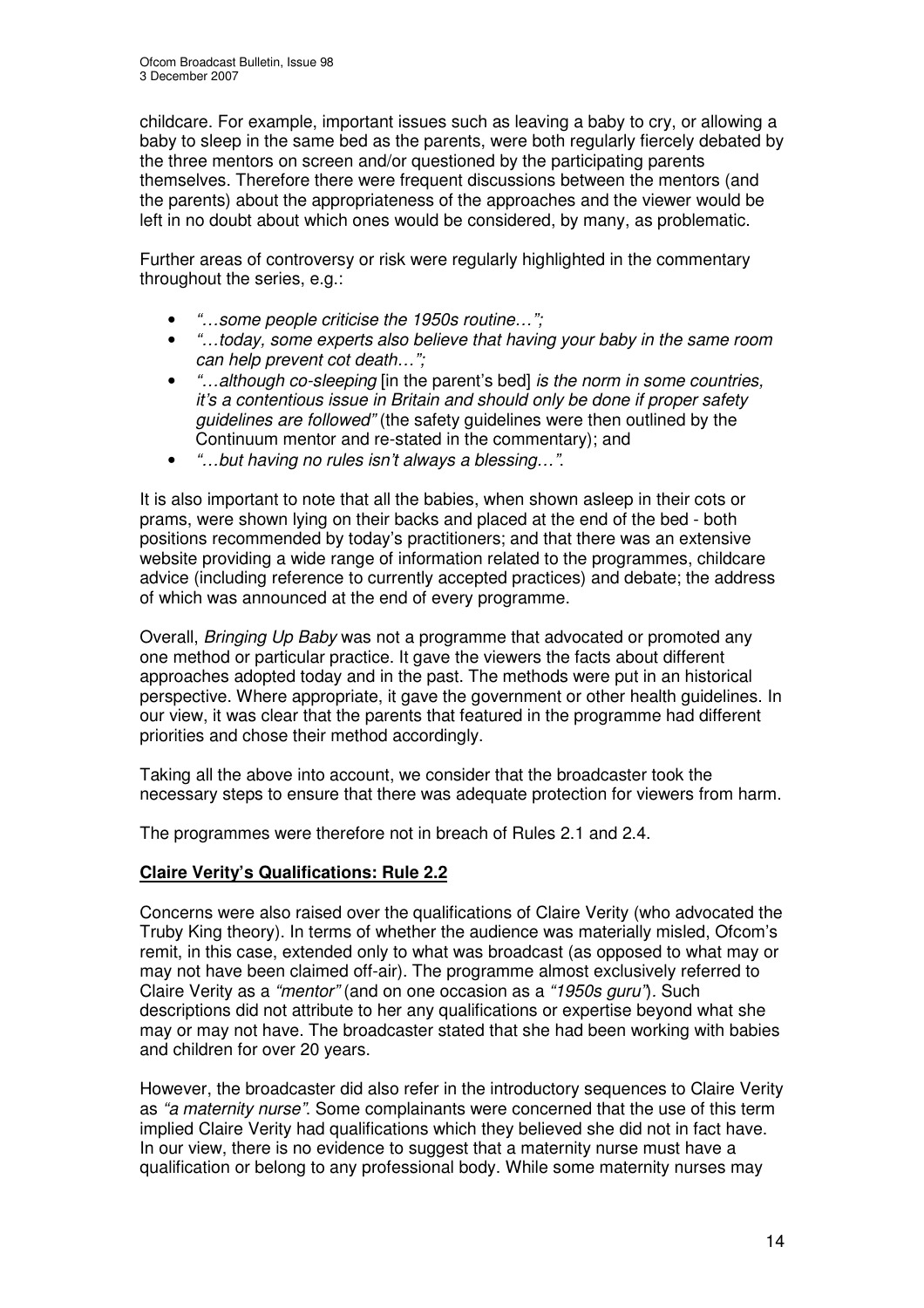childcare. For example, important issues such as leaving a baby to cry, or allowing a baby to sleep in the same bed as the parents, were both regularly fiercely debated by the three mentors on screen and/or questioned by the participating parents themselves. Therefore there were frequent discussions between the mentors (and the parents) about the appropriateness of the approaches and the viewer would be left in no doubt about which ones would be considered, by many, as problematic.

Further areas of controversy or risk were regularly highlighted in the commentary throughout the series, e.g.:

- *"…some people criticise the 1950s routine…";*
- *"…today, some experts also believe that having your baby in the same room can help prevent cot death…";*
- *"…although co-sleeping* [in the parent's bed] *is the norm in some countries, it's a contentious issue in Britain and should only be done if proper safety guidelines are followed"* (the safety guidelines were then outlined by the Continuum mentor and re-stated in the commentary); and
- *"…but having no rules isn't always a blessing…".*

It is also important to note that all the babies, when shown asleep in their cots or prams, were shown lying on their backs and placed at the end of the bed - both positions recommended by today's practitioners; and that there was an extensive website providing a wide range of information related to the programmes, childcare advice (including reference to currently accepted practices) and debate; the address of which was announced at the end of every programme.

Overall, *Bringing Up Baby* was not a programme that advocated or promoted any one method or particular practice. It gave the viewers the facts about different approaches adopted today and in the past. The methods were put in an historical perspective. Where appropriate, it gave the government or other health guidelines. In our view, it was clear that the parents that featured in the programme had different priorities and chose their method accordingly.

Taking all the above into account, we consider that the broadcaster took the necessary steps to ensure that there was adequate protection for viewers from harm.

The programmes were therefore not in breach of Rules 2.1 and 2.4.

**Claire Verity's Qualifications: Rule 2.2**

Concerns were also raised over the qualifications of Claire Verity (who advocated the Truby King theory). In terms of whether the audience was materially misled, Ofcom's remit, in this case, extended only to what was broadcast (as opposed to what may or may not have been claimed off-air). The programme almost exclusively referred to Claire Verity as a *"mentor"* (and on one occasion as a *"1950s guru"*). Such descriptions did not attribute to her any qualifications or expertise beyond what she may or may not have. The broadcaster stated that she had been working with babies and children for over 20 years.

However, the broadcaster did also refer in the introductory sequences to Claire Verity as *"a maternity nurse".* Some complainants were concerned that the use of this term implied Claire Verity had qualifications which they believed she did not in fact have. In our view, there is no evidence to suggest that a maternity nurse must have a qualification or belong to any professional body. While some maternity nurses may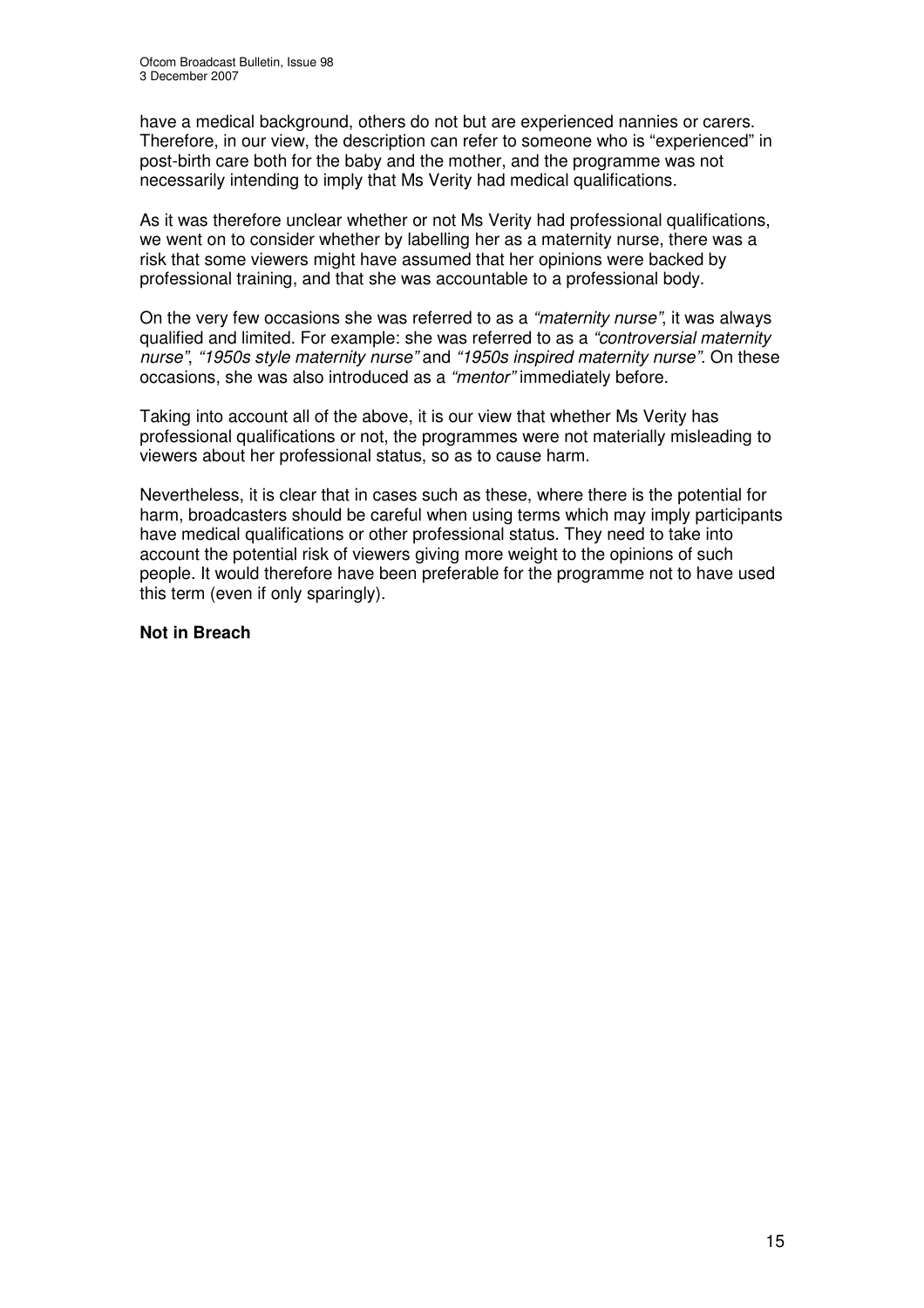have a medical background, others do not but are experienced nannies or carers. Therefore, in our view, the description can refer to someone who is "experienced" in post-birth care both for the baby and the mother, and the programme was not necessarily intending to imply that Ms Verity had medical qualifications.

As it was therefore unclear whether or not Ms Verity had professional qualifications, we went on to consider whether by labelling her as a maternity nurse, there was a risk that some viewers might have assumed that her opinions were backed by professional training, and that she was accountable to a professional body.

On the very few occasions she was referred to as a *"maternity nurse"*, it was always qualified and limited. For example: she was referred to as a *"controversial maternity nurse"*, *"1950s style maternity nurse"* and *"1950s inspired maternity nurse"*. On these occasions, she was also introduced as a *"mentor"* immediately before.

Taking into account all of the above, it is our view that whether Ms Verity has professional qualifications or not, the programmes were not materially misleading to viewers about her professional status, so as to cause harm.

Nevertheless, it is clear that in cases such as these, where there is the potential for harm, broadcasters should be careful when using terms which may imply participants have medical qualifications or other professional status. They need to take into account the potential risk of viewers giving more weight to the opinions of such people. It would therefore have been preferable for the programme not to have used this term (even if only sparingly).

**Not in Breach**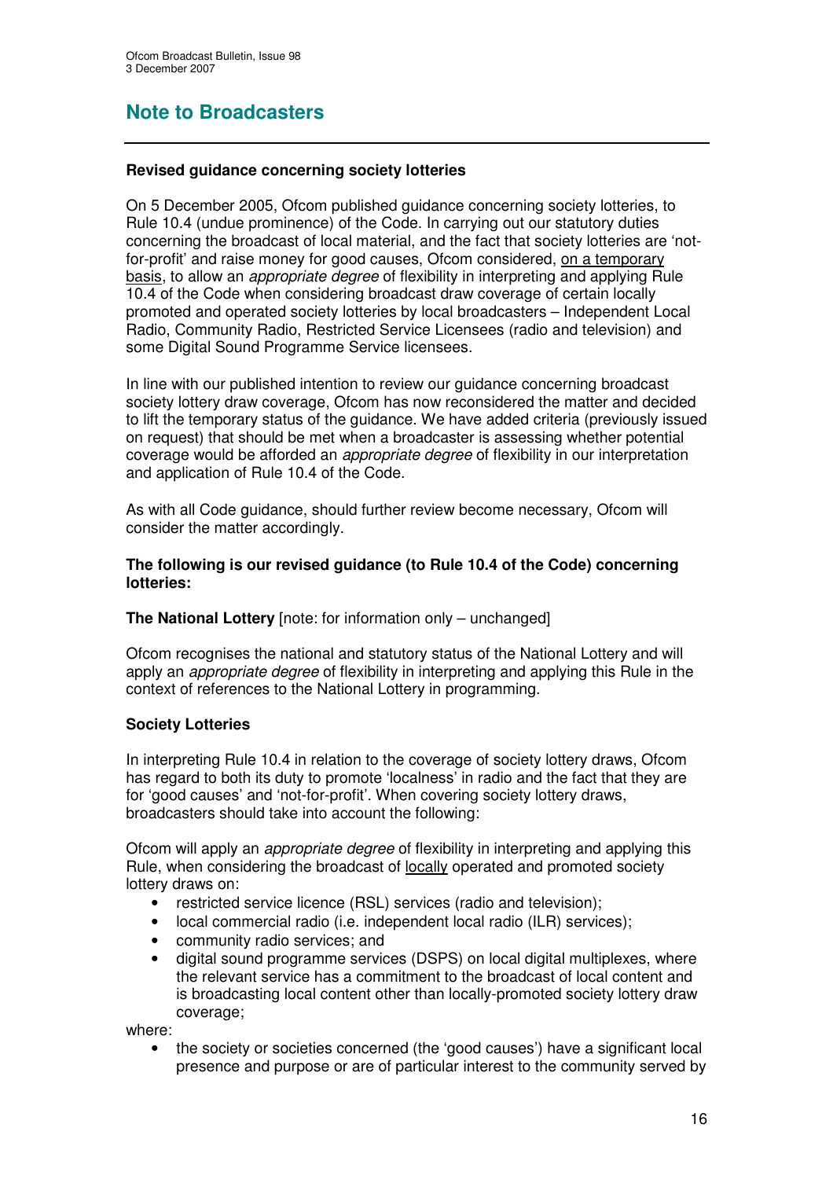# Note to Broadcasters

**Revised guidance concerning society lotteries**

On 5 December 2005, Ofcom published guidance concerning society lotteries, to Rule 10.4 (undue prominence) of the Code. In carrying out our statutory duties concerning the broadcast of local material, and the fact that society lotteries are 'not-for-profit' and raise money for good causes, Ofcom considered, on a temporary basis, to allow an *appropriate degree* of flexibility in interpreting and applying Rule 10.4 of the Code when considering broadcast draw coverage of certain locally promoted and operated society lotteries by local broadcasters – Independent Local Radio, Community Radio, Restricted Service Licensees (radio and television) and some Digital Sound Programme Service licensees.

In line with our published intention to review our guidance concerning broadcast society lottery draw coverage, Ofcom has now reconsidered the matter and decided to lift the temporary status of the guidance. We have added criteria (previously issued on request) that should be met when a broadcaster is assessing whether potential coverage would be afforded an *appropriate degree* of flexibility in our interpretation and application of Rule 10.4 of the Code.

As with all Code guidance, should further review become necessary, Ofcom will consider the matter accordingly.

**The following is our revised guidance (to Rule 10.4 of the Code) concerning lotteries:**

**The National Lottery** [note: for information only – unchanged]

Ofcom recognises the national and statutory status of the National Lottery and will apply an *appropriate degree* of flexibility in interpreting and applying this Rule in the context of references to the National Lottery in programming.

**Society Lotteries**

In interpreting Rule 10.4 in relation to the coverage of society lottery draws, Ofcom has regard to both its duty to promote 'localness' in radio and the fact that they are for 'good causes' and 'not-for-profit'. When covering society lottery draws, broadcasters should take into account the following:

Ofcom will apply an *appropriate degree* of flexibility in interpreting and applying this Rule, when considering the broadcast of locally operated and promoted society lottery draws on:

- restricted service licence (RSL) services (radio and television);
- local commercial radio (i.e. independent local radio (ILR) services);
- community radio services; and
- digital sound programme services (DSPS) on local digital multiplexes, where the relevant service has a commitment to the broadcast of local content and is broadcasting local content other than locally-promoted society lottery draw coverage;

where:

- the society or societies concerned (the 'good causes') have a significant local presence and purpose or are of particular interest to the community served by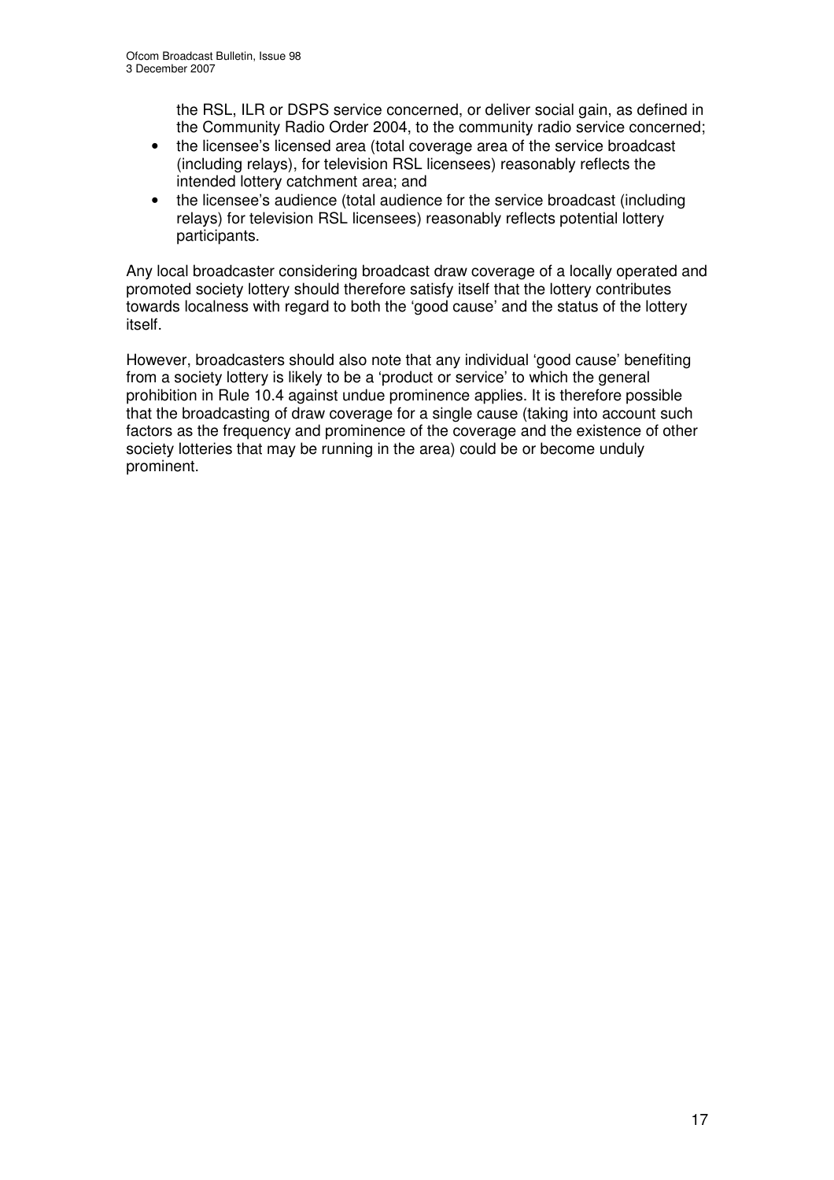the RSL, ILR or DSPS service concerned, or deliver social gain, as defined in the Community Radio Order 2004, to the community radio service concerned;

- the licensee's licensed area (total coverage area of the service broadcast (including relays), for television RSL licensees) reasonably reflects the intended lottery catchment area; and
- the licensee's audience (total audience for the service broadcast (including relays) for television RSL licensees) reasonably reflects potential lottery participants.

Any local broadcaster considering broadcast draw coverage of a locally operated and promoted society lottery should therefore satisfy itself that the lottery contributes towards localness with regard to both the 'good cause' and the status of the lottery itself.

However, broadcasters should also note that any individual 'good cause' benefiting from a society lottery is likely to be a 'product or service' to which the general prohibition in Rule 10.4 against undue prominence applies. It is therefore possible that the broadcasting of draw coverage for a single cause (taking into account such factors as the frequency and prominence of the coverage and the existence of other society lotteries that may be running in the area) could be or become unduly prominent.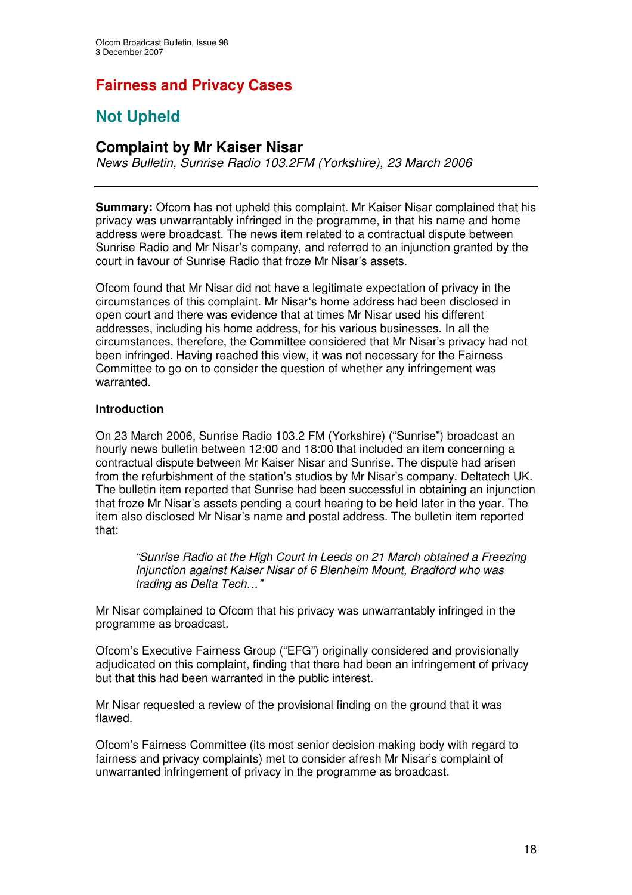# Fairness and Privacy Cases

## Not Upheld

### Complaint by Mr Kaiser Nisar

*News Bulletin, Sunrise Radio 103.2FM (Yorkshire), 23 March 2006*

---

**Summary:** Ofcom has not upheld this complaint. Mr Kaiser Nisar complained that his privacy was unwarrantably infringed in the programme, in that his name and home address were broadcast. The news item related to a contractual dispute between Sunrise Radio and Mr Nisar's company, and referred to an injunction granted by the court in favour of Sunrise Radio that froze Mr Nisar's assets.

Ofcom found that Mr Nisar did not have a legitimate expectation of privacy in the circumstances of this complaint. Mr Nisar's home address had been disclosed in open court and there was evidence that at times Mr Nisar used his different addresses, including his home address, for his various businesses. In all the circumstances, therefore, the Committee considered that Mr Nisar's privacy had not been infringed. Having reached this view, it was not necessary for the Fairness Committee to go on to consider the question of whether any infringement was warranted.

**Introduction**

On 23 March 2006, Sunrise Radio 103.2 FM (Yorkshire) ("Sunrise") broadcast an hourly news bulletin between 12:00 and 18:00 that included an item concerning a contractual dispute between Mr Kaiser Nisar and Sunrise. The dispute had arisen from the refurbishment of the station's studios by Mr Nisar's company, Deltatech UK. The bulletin item reported that Sunrise had been successful in obtaining an injunction that froze Mr Nisar's assets pending a court hearing to be held later in the year. The item also disclosed Mr Nisar's name and postal address. The bulletin item reported that:

> *"Sunrise Radio at the High Court in Leeds on 21 March obtained a Freezing Injunction against Kaiser Nisar of 6 Blenheim Mount, Bradford who was trading as Delta Tech…"*

Mr Nisar complained to Ofcom that his privacy was unwarrantably infringed in the programme as broadcast.

Ofcom's Executive Fairness Group ("EFG") originally considered and provisionally adjudicated on this complaint, finding that there had been an infringement of privacy but that this had been warranted in the public interest.

Mr Nisar requested a review of the provisional finding on the ground that it was flawed.

Ofcom's Fairness Committee (its most senior decision making body with regard to fairness and privacy complaints) met to consider afresh Mr Nisar's complaint of unwarranted infringement of privacy in the programme as broadcast.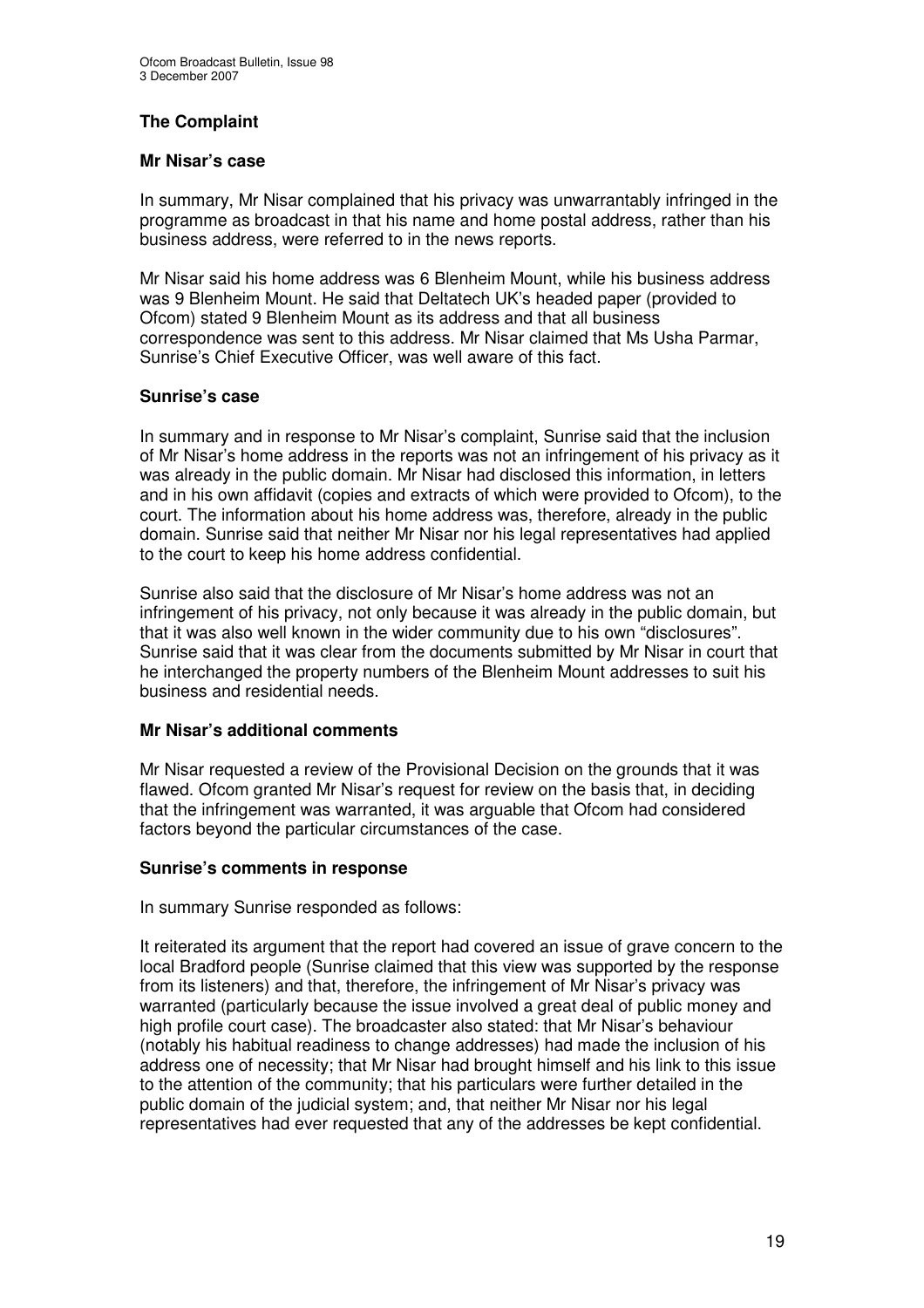### The Complaint

#### Mr Nisar's case

In summary, Mr Nisar complained that his privacy was unwarrantably infringed in the programme as broadcast in that his name and home postal address, rather than his business address, were referred to in the news reports.

Mr Nisar said his home address was 6 Blenheim Mount, while his business address was 9 Blenheim Mount. He said that Deltatech UK's headed paper (provided to Ofcom) stated 9 Blenheim Mount as its address and that all business correspondence was sent to this address. Mr Nisar claimed that Ms Usha Parmar, Sunrise's Chief Executive Officer, was well aware of this fact.

#### Sunrise's case

In summary and in response to Mr Nisar's complaint, Sunrise said that the inclusion of Mr Nisar's home address in the reports was not an infringement of his privacy as it was already in the public domain. Mr Nisar had disclosed this information, in letters and in his own affidavit (copies and extracts of which were provided to Ofcom), to the court. The information about his home address was, therefore, already in the public domain. Sunrise said that neither Mr Nisar nor his legal representatives had applied to the court to keep his home address confidential.

Sunrise also said that the disclosure of Mr Nisar's home address was not an infringement of his privacy, not only because it was already in the public domain, but that it was also well known in the wider community due to his own "disclosures". Sunrise said that it was clear from the documents submitted by Mr Nisar in court that he interchanged the property numbers of the Blenheim Mount addresses to suit his business and residential needs.

#### Mr Nisar's additional comments

Mr Nisar requested a review of the Provisional Decision on the grounds that it was flawed. Ofcom granted Mr Nisar's request for review on the basis that, in deciding that the infringement was warranted, it was arguable that Ofcom had considered factors beyond the particular circumstances of the case.

#### Sunrise's comments in response

In summary Sunrise responded as follows:

It reiterated its argument that the report had covered an issue of grave concern to the local Bradford people (Sunrise claimed that this view was supported by the response from its listeners) and that, therefore, the infringement of Mr Nisar's privacy was warranted (particularly because the issue involved a great deal of public money and high profile court case). The broadcaster also stated: that Mr Nisar's behaviour (notably his habitual readiness to change addresses) had made the inclusion of his address one of necessity; that Mr Nisar had brought himself and his link to this issue to the attention of the community; that his particulars were further detailed in the public domain of the judicial system; and, that neither Mr Nisar nor his legal representatives had ever requested that any of the addresses be kept confidential.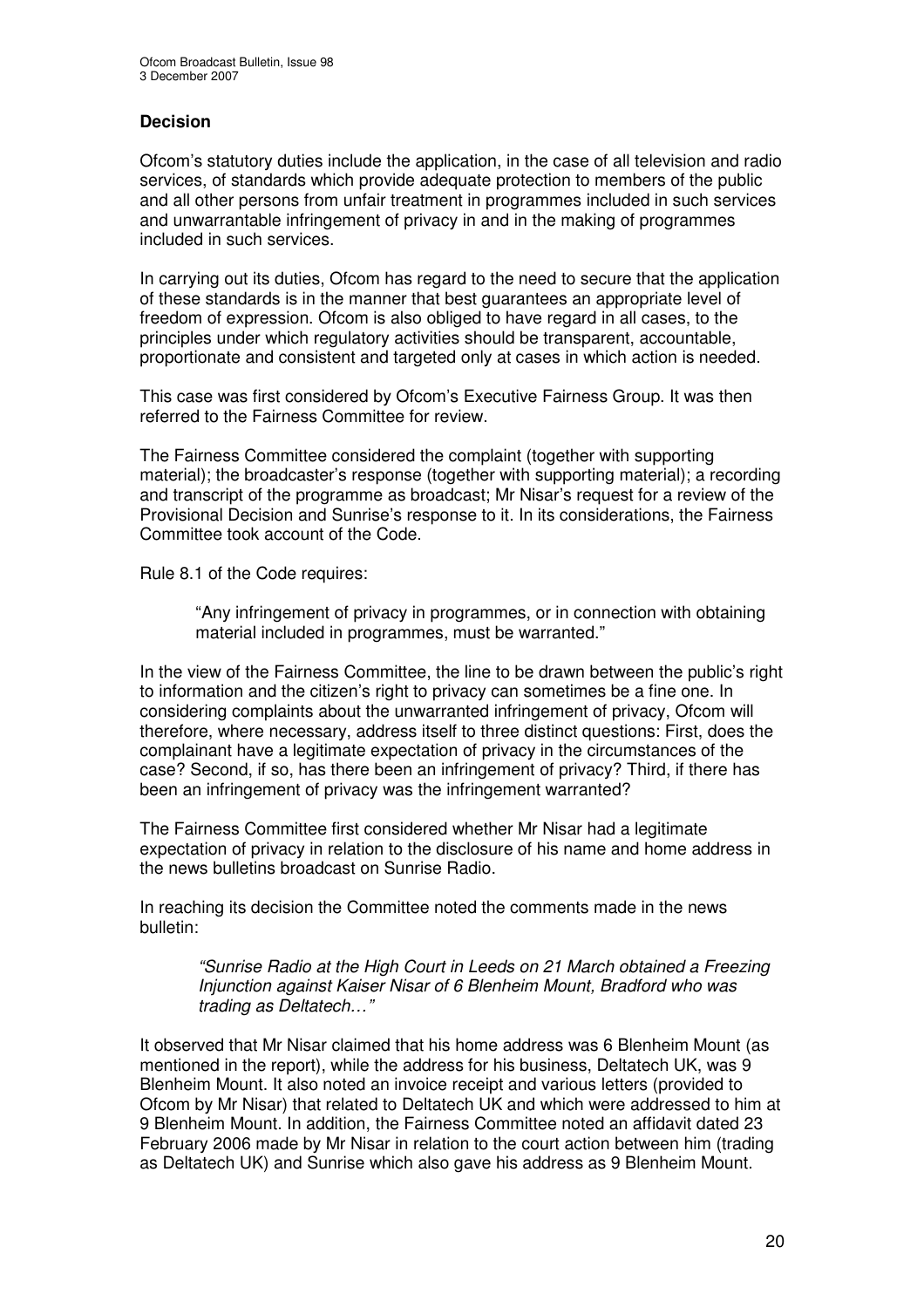## Decision

Ofcom's statutory duties include the application, in the case of all television and radio services, of standards which provide adequate protection to members of the public and all other persons from unfair treatment in programmes included in such services and unwarrantable infringement of privacy in and in the making of programmes included in such services.

In carrying out its duties, Ofcom has regard to the need to secure that the application of these standards is in the manner that best guarantees an appropriate level of freedom of expression. Ofcom is also obliged to have regard in all cases, to the principles under which regulatory activities should be transparent, accountable, proportionate and consistent and targeted only at cases in which action is needed.

This case was first considered by Ofcom's Executive Fairness Group. It was then referred to the Fairness Committee for review.

The Fairness Committee considered the complaint (together with supporting material); the broadcaster's response (together with supporting material); a recording and transcript of the programme as broadcast; Mr Nisar's request for a review of the Provisional Decision and Sunrise's response to it. In its considerations, the Fairness Committee took account of the Code.

Rule 8.1 of the Code requires:

> "Any infringement of privacy in programmes, or in connection with obtaining material included in programmes, must be warranted."

In the view of the Fairness Committee, the line to be drawn between the public's right to information and the citizen's right to privacy can sometimes be a fine one. In considering complaints about the unwarranted infringement of privacy, Ofcom will therefore, where necessary, address itself to three distinct questions: First, does the complainant have a legitimate expectation of privacy in the circumstances of the case? Second, if so, has there been an infringement of privacy? Third, if there has been an infringement of privacy was the infringement warranted?

The Fairness Committee first considered whether Mr Nisar had a legitimate expectation of privacy in relation to the disclosure of his name and home address in the news bulletins broadcast on Sunrise Radio.

In reaching its decision the Committee noted the comments made in the news bulletin:

> *"Sunrise Radio at the High Court in Leeds on 21 March obtained a Freezing Injunction against Kaiser Nisar of 6 Blenheim Mount, Bradford who was trading as Deltatech…"*

It observed that Mr Nisar claimed that his home address was 6 Blenheim Mount (as mentioned in the report), while the address for his business, Deltatech UK, was 9 Blenheim Mount. It also noted an invoice receipt and various letters (provided to Ofcom by Mr Nisar) that related to Deltatech UK and which were addressed to him at 9 Blenheim Mount. In addition, the Fairness Committee noted an affidavit dated 23 February 2006 made by Mr Nisar in relation to the court action between him (trading as Deltatech UK) and Sunrise which also gave his address as 9 Blenheim Mount.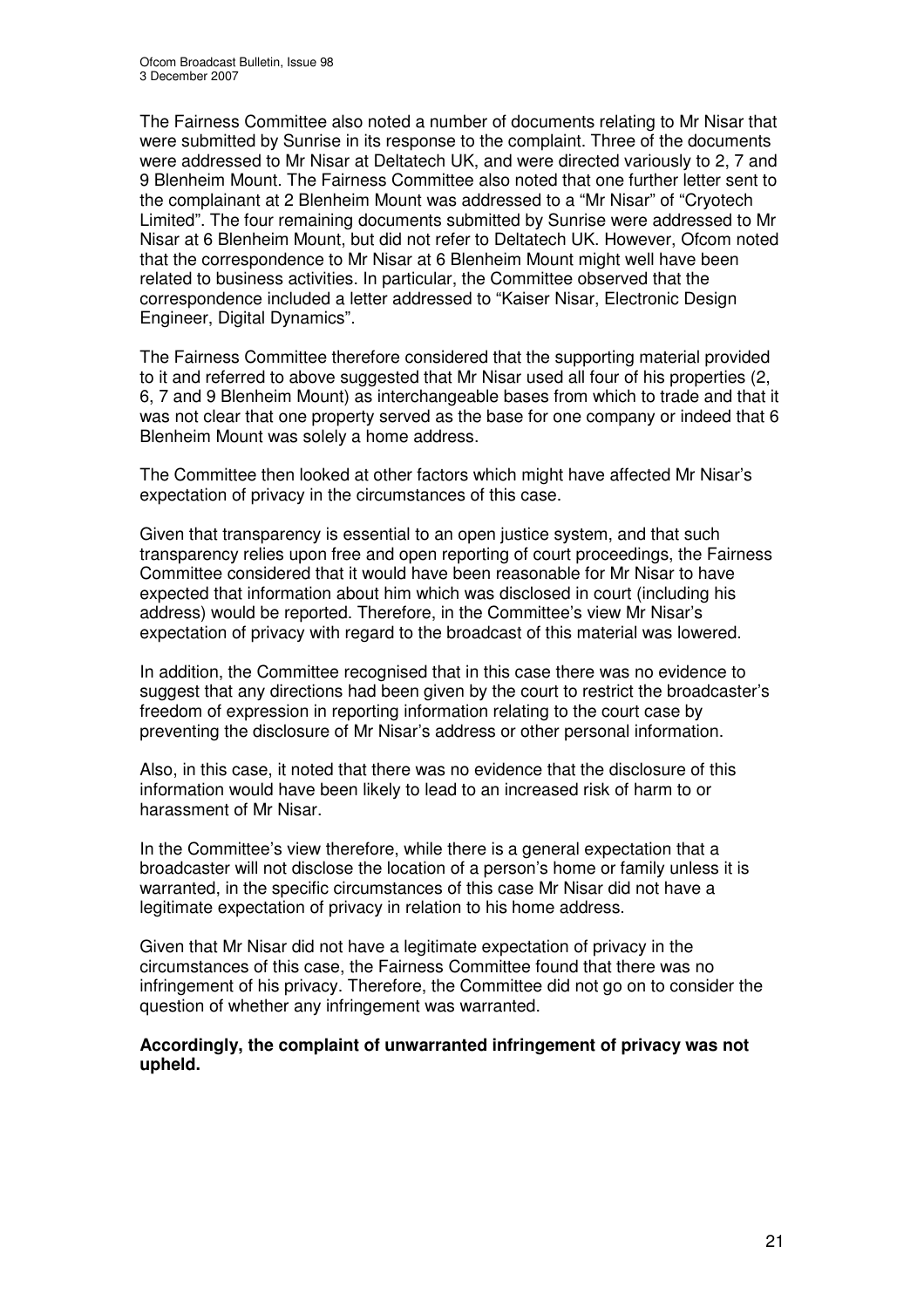The Fairness Committee also noted a number of documents relating to Mr Nisar that were submitted by Sunrise in its response to the complaint. Three of the documents were addressed to Mr Nisar at Deltatech UK, and were directed variously to 2, 7 and 9 Blenheim Mount. The Fairness Committee also noted that one further letter sent to the complainant at 2 Blenheim Mount was addressed to a "Mr Nisar" of "Cryotech Limited". The four remaining documents submitted by Sunrise were addressed to Mr Nisar at 6 Blenheim Mount, but did not refer to Deltatech UK. However, Ofcom noted that the correspondence to Mr Nisar at 6 Blenheim Mount might well have been related to business activities. In particular, the Committee observed that the correspondence included a letter addressed to "Kaiser Nisar, Electronic Design Engineer, Digital Dynamics".

The Fairness Committee therefore considered that the supporting material provided to it and referred to above suggested that Mr Nisar used all four of his properties (2, 6, 7 and 9 Blenheim Mount) as interchangeable bases from which to trade and that it was not clear that one property served as the base for one company or indeed that 6 Blenheim Mount was solely a home address.

The Committee then looked at other factors which might have affected Mr Nisar's expectation of privacy in the circumstances of this case.

Given that transparency is essential to an open justice system, and that such transparency relies upon free and open reporting of court proceedings, the Fairness Committee considered that it would have been reasonable for Mr Nisar to have expected that information about him which was disclosed in court (including his address) would be reported. Therefore, in the Committee's view Mr Nisar's expectation of privacy with regard to the broadcast of this material was lowered.

In addition, the Committee recognised that in this case there was no evidence to suggest that any directions had been given by the court to restrict the broadcaster's freedom of expression in reporting information relating to the court case by preventing the disclosure of Mr Nisar's address or other personal information.

Also, in this case, it noted that there was no evidence that the disclosure of this information would have been likely to lead to an increased risk of harm to or harassment of Mr Nisar.

In the Committee's view therefore, while there is a general expectation that a broadcaster will not disclose the location of a person's home or family unless it is warranted, in the specific circumstances of this case Mr Nisar did not have a legitimate expectation of privacy in relation to his home address.

Given that Mr Nisar did not have a legitimate expectation of privacy in the circumstances of this case, the Fairness Committee found that there was no infringement of his privacy. Therefore, the Committee did not go on to consider the question of whether any infringement was warranted.

**Accordingly, the complaint of unwarranted infringement of privacy was not upheld.**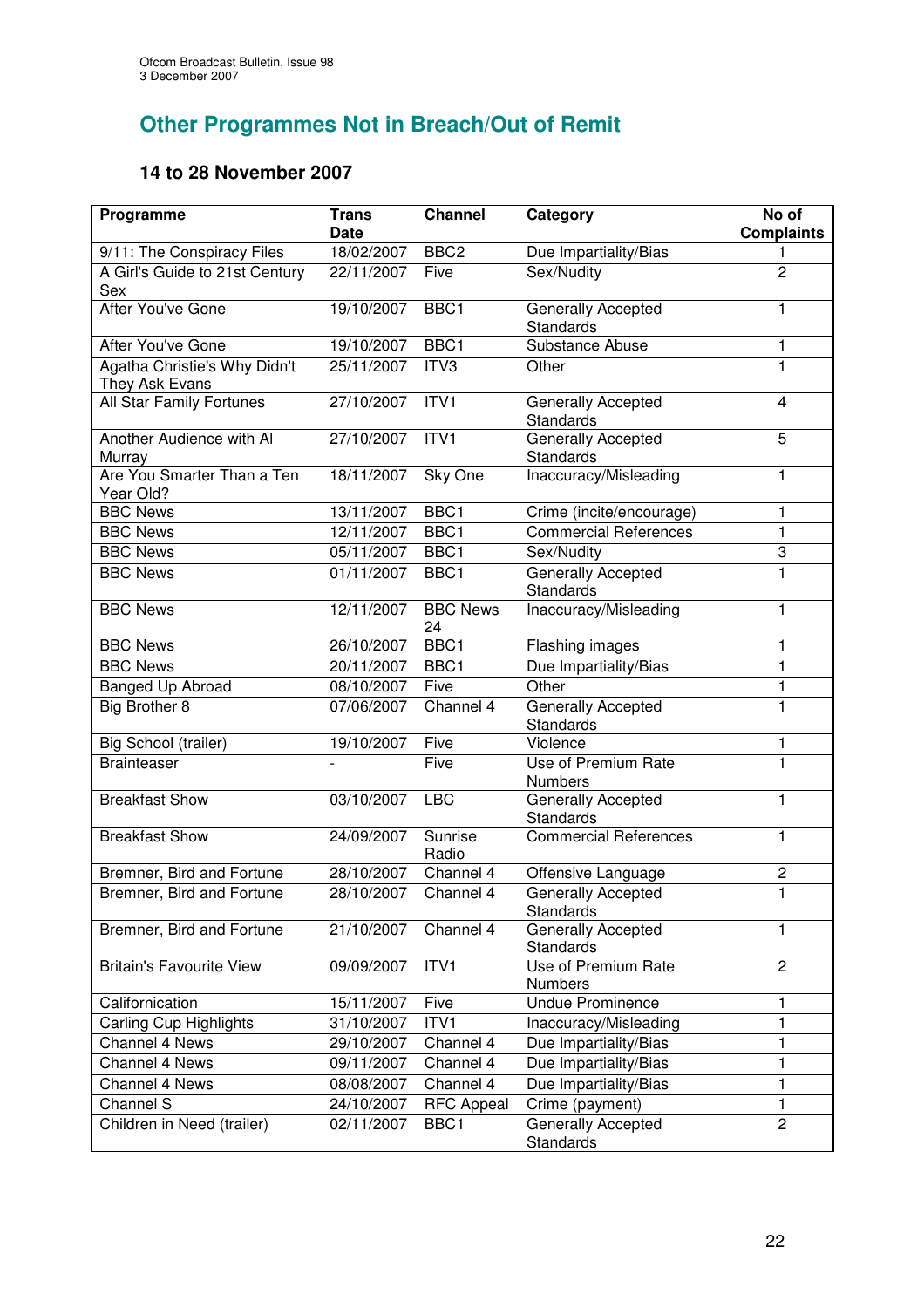## Other Programmes Not in Breach/Out of Remit

### 14 to 28 November 2007

| Programme | Trans Date | Channel | Category | No of Complaints |
|---|---|---|---|---|
| 9/11: The Conspiracy Files | 18/02/2007 | BBC2 | Due Impartiality/Bias | 1 |
| A Girl's Guide to 21st Century Sex | 22/11/2007 | Five | Sex/Nudity | 2 |
| After You've Gone | 19/10/2007 | BBC1 | Generally Accepted Standards | 1 |
| After You've Gone | 19/10/2007 | BBC1 | Substance Abuse | 1 |
| Agatha Christie's Why Didn't They Ask Evans | 25/11/2007 | ITV3 | Other | 1 |
| All Star Family Fortunes | 27/10/2007 | ITV1 | Generally Accepted Standards | 4 |
| Another Audience with Al Murray | 27/10/2007 | ITV1 | Generally Accepted Standards | 5 |
| Are You Smarter Than a Ten Year Old? | 18/11/2007 | Sky One | Inaccuracy/Misleading | 1 |
| BBC News | 13/11/2007 | BBC1 | Crime (incite/encourage) | 1 |
| BBC News | 12/11/2007 | BBC1 | Commercial References | 1 |
| BBC News | 05/11/2007 | BBC1 | Sex/Nudity | 3 |
| BBC News | 01/11/2007 | BBC1 | Generally Accepted Standards | 1 |
| BBC News | 12/11/2007 | BBC News 24 | Inaccuracy/Misleading | 1 |
| BBC News | 26/10/2007 | BBC1 | Flashing images | 1 |
| BBC News | 20/11/2007 | BBC1 | Due Impartiality/Bias | 1 |
| Banged Up Abroad | 08/10/2007 | Five | Other | 1 |
| Big Brother 8 | 07/06/2007 | Channel 4 | Generally Accepted Standards | 1 |
| Big School (trailer) | 19/10/2007 | Five | Violence | 1 |
| Brainteaser | - | Five | Use of Premium Rate Numbers | 1 |
| Breakfast Show | 03/10/2007 | LBC | Generally Accepted Standards | 1 |
| Breakfast Show | 24/09/2007 | Sunrise Radio | Commercial References | 1 |
| Bremner, Bird and Fortune | 28/10/2007 | Channel 4 | Offensive Language | 2 |
| Bremner, Bird and Fortune | 28/10/2007 | Channel 4 | Generally Accepted Standards | 1 |
| Bremner, Bird and Fortune | 21/10/2007 | Channel 4 | Generally Accepted Standards | 1 |
| Britain's Favourite View | 09/09/2007 | ITV1 | Use of Premium Rate Numbers | 2 |
| Californication | 15/11/2007 | Five | Undue Prominence | 1 |
| Carling Cup Highlights | 31/10/2007 | ITV1 | Inaccuracy/Misleading | 1 |
| Channel 4 News | 29/10/2007 | Channel 4 | Due Impartiality/Bias | 1 |
| Channel 4 News | 09/11/2007 | Channel 4 | Due Impartiality/Bias | 1 |
| Channel 4 News | 08/08/2007 | Channel 4 | Due Impartiality/Bias | 1 |
| Channel S | 24/10/2007 | RFC Appeal | Crime (payment) | 1 |
| Children in Need (trailer) | 02/11/2007 | BBC1 | Generally Accepted Standards | 2 |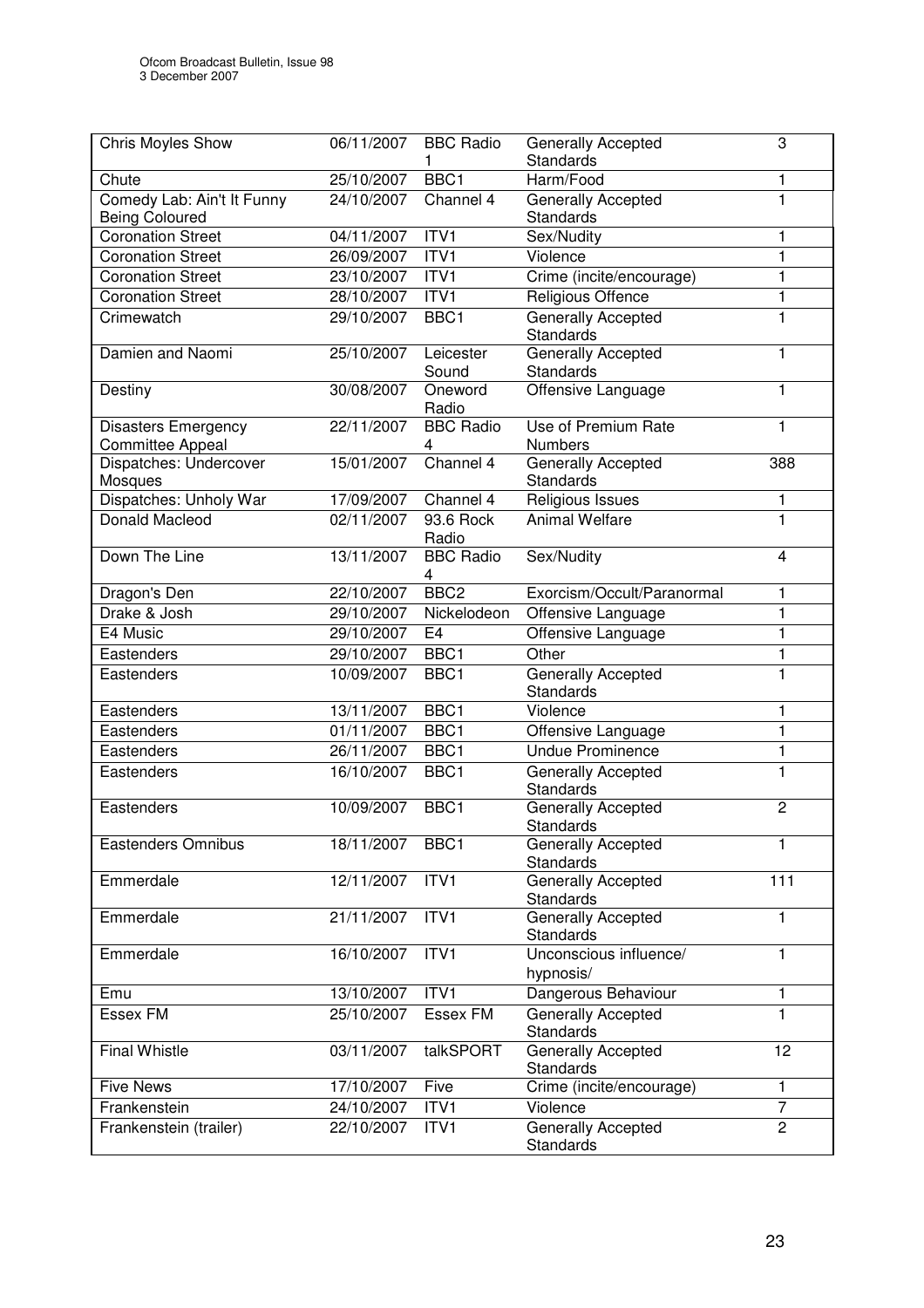| Chris Moyles Show | 06/11/2007 | BBC Radio 1 | Generally Accepted Standards | 3 |
|---|---|---|---|---|
| Chute | 25/10/2007 | BBC1 | Harm/Food | 1 |
| Comedy Lab: Ain't It Funny Being Coloured | 24/10/2007 | Channel 4 | Generally Accepted Standards | 1 |
| Coronation Street | 04/11/2007 | ITV1 | Sex/Nudity | 1 |
| Coronation Street | 26/09/2007 | ITV1 | Violence | 1 |
| Coronation Street | 23/10/2007 | ITV1 | Crime (incite/encourage) | 1 |
| Coronation Street | 28/10/2007 | ITV1 | Religious Offence | 1 |
| Crimewatch | 29/10/2007 | BBC1 | Generally Accepted Standards | 1 |
| Damien and Naomi | 25/10/2007 | Leicester Sound | Generally Accepted Standards | 1 |
| Destiny | 30/08/2007 | Oneword Radio | Offensive Language | 1 |
| Disasters Emergency Committee Appeal | 22/11/2007 | BBC Radio 4 | Use of Premium Rate Numbers | 1 |
| Dispatches: Undercover Mosques | 15/01/2007 | Channel 4 | Generally Accepted Standards | 388 |
| Dispatches: Unholy War | 17/09/2007 | Channel 4 | Religious Issues | 1 |
| Donald Macleod | 02/11/2007 | 93.6 Rock Radio | Animal Welfare | 1 |
| Down The Line | 13/11/2007 | BBC Radio 4 | Sex/Nudity | 4 |
| Dragon's Den | 22/10/2007 | BBC2 | Exorcism/Occult/Paranormal | 1 |
| Drake & Josh | 29/10/2007 | Nickelodeon | Offensive Language | 1 |
| E4 Music | 29/10/2007 | E4 | Offensive Language | 1 |
| Eastenders | 29/10/2007 | BBC1 | Other | 1 |
| Eastenders | 10/09/2007 | BBC1 | Generally Accepted Standards | 1 |
| Eastenders | 13/11/2007 | BBC1 | Violence | 1 |
| Eastenders | 01/11/2007 | BBC1 | Offensive Language | 1 |
| Eastenders | 26/11/2007 | BBC1 | Undue Prominence | 1 |
| Eastenders | 16/10/2007 | BBC1 | Generally Accepted Standards | 1 |
| Eastenders | 10/09/2007 | BBC1 | Generally Accepted Standards | 2 |
| Eastenders Omnibus | 18/11/2007 | BBC1 | Generally Accepted Standards | 1 |
| Emmerdale | 12/11/2007 | ITV1 | Generally Accepted Standards | 111 |
| Emmerdale | 21/11/2007 | ITV1 | Generally Accepted Standards | 1 |
| Emmerdale | 16/10/2007 | ITV1 | Unconscious influence/ hypnosis/ | 1 |
| Emu | 13/10/2007 | ITV1 | Dangerous Behaviour | 1 |
| Essex FM | 25/10/2007 | Essex FM | Generally Accepted Standards | 1 |
| Final Whistle | 03/11/2007 | talkSPORT | Generally Accepted Standards | 12 |
| Five News | 17/10/2007 | Five | Crime (incite/encourage) | 1 |
| Frankenstein | 24/10/2007 | ITV1 | Violence | 7 |
| Frankenstein (trailer) | 22/10/2007 | ITV1 | Generally Accepted Standards | 2 |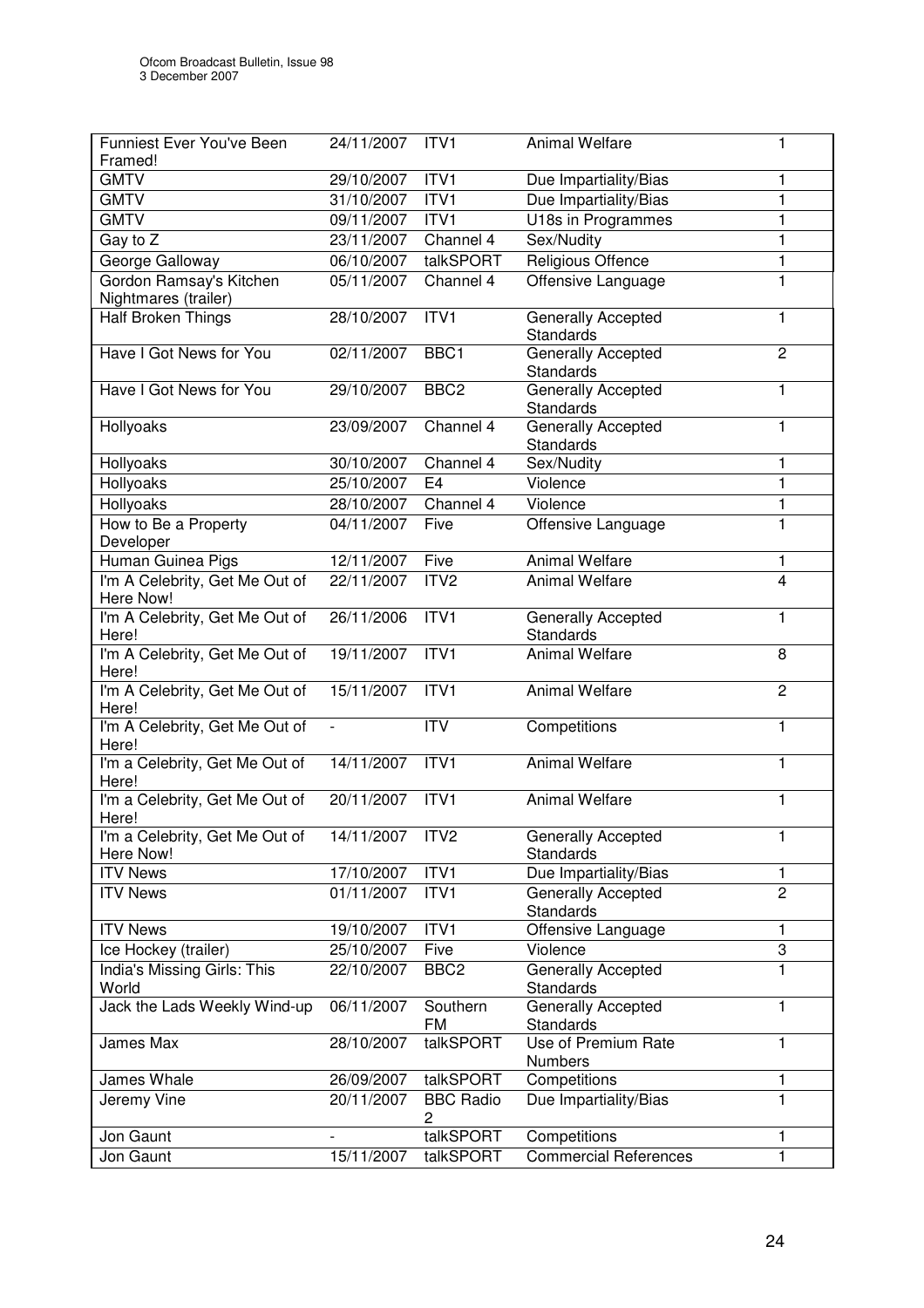| | | | | |
|---|---|---|---|---|
| Funniest Ever You've Been Framed! | 24/11/2007 | ITV1 | Animal Welfare | 1 |
| GMTV | 29/10/2007 | ITV1 | Due Impartiality/Bias | 1 |
| GMTV | 31/10/2007 | ITV1 | Due Impartiality/Bias | 1 |
| GMTV | 09/11/2007 | ITV1 | U18s in Programmes | 1 |
| Gay to Z | 23/11/2007 | Channel 4 | Sex/Nudity | 1 |
| George Galloway | 06/10/2007 | talkSPORT | Religious Offence | 1 |
| Gordon Ramsay's Kitchen Nightmares (trailer) | 05/11/2007 | Channel 4 | Offensive Language | 1 |
| Half Broken Things | 28/10/2007 | ITV1 | Generally Accepted Standards | 1 |
| Have I Got News for You | 02/11/2007 | BBC1 | Generally Accepted Standards | 2 |
| Have I Got News for You | 29/10/2007 | BBC2 | Generally Accepted Standards | 1 |
| Hollyoaks | 23/09/2007 | Channel 4 | Generally Accepted Standards | 1 |
| Hollyoaks | 30/10/2007 | Channel 4 | Sex/Nudity | 1 |
| Hollyoaks | 25/10/2007 | E4 | Violence | 1 |
| Hollyoaks | 28/10/2007 | Channel 4 | Violence | 1 |
| How to Be a Property Developer | 04/11/2007 | Five | Offensive Language | 1 |
| Human Guinea Pigs | 12/11/2007 | Five | Animal Welfare | 1 |
| I'm A Celebrity, Get Me Out of Here Now! | 22/11/2007 | ITV2 | Animal Welfare | 4 |
| I'm A Celebrity, Get Me Out of Here! | 26/11/2006 | ITV1 | Generally Accepted Standards | 1 |
| I'm A Celebrity, Get Me Out of Here! | 19/11/2007 | ITV1 | Animal Welfare | 8 |
| I'm A Celebrity, Get Me Out of Here! | 15/11/2007 | ITV1 | Animal Welfare | 2 |
| I'm A Celebrity, Get Me Out of Here! | - | ITV | Competitions | 1 |
| I'm a Celebrity, Get Me Out of Here! | 14/11/2007 | ITV1 | Animal Welfare | 1 |
| I'm a Celebrity, Get Me Out of Here! | 20/11/2007 | ITV1 | Animal Welfare | 1 |
| I'm a Celebrity, Get Me Out of Here Now! | 14/11/2007 | ITV2 | Generally Accepted Standards | 1 |
| ITV News | 17/10/2007 | ITV1 | Due Impartiality/Bias | 1 |
| ITV News | 01/11/2007 | ITV1 | Generally Accepted Standards | 2 |
| ITV News | 19/10/2007 | ITV1 | Offensive Language | 1 |
| Ice Hockey (trailer) | 25/10/2007 | Five | Violence | 3 |
| India's Missing Girls: This World | 22/10/2007 | BBC2 | Generally Accepted Standards | 1 |
| Jack the Lads Weekly Wind-up | 06/11/2007 | Southern FM | Generally Accepted Standards | 1 |
| James Max | 28/10/2007 | talkSPORT | Use of Premium Rate Numbers | 1 |
| James Whale | 26/09/2007 | talkSPORT | Competitions | 1 |
| Jeremy Vine | 20/11/2007 | BBC Radio 2 | Due Impartiality/Bias | 1 |
| Jon Gaunt | - | talkSPORT | Competitions | 1 |
| Jon Gaunt | 15/11/2007 | talkSPORT | Commercial References | 1 |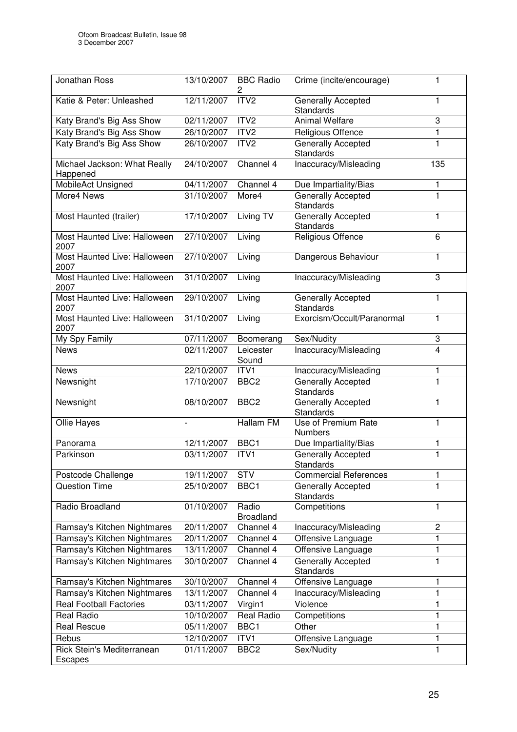| Jonathan Ross | 13/10/2007 | BBC Radio 2 | Crime (incite/encourage) | 1 |
|---|---|---|---|---|
| Katie & Peter: Unleashed | 12/11/2007 | ITV2 | Generally Accepted Standards | 1 |
| Katy Brand's Big Ass Show | 02/11/2007 | ITV2 | Animal Welfare | 3 |
| Katy Brand's Big Ass Show | 26/10/2007 | ITV2 | Religious Offence | 1 |
| Katy Brand's Big Ass Show | 26/10/2007 | ITV2 | Generally Accepted Standards | 1 |
| Michael Jackson: What Really Happened | 24/10/2007 | Channel 4 | Inaccuracy/Misleading | 135 |
| MobileAct Unsigned | 04/11/2007 | Channel 4 | Due Impartiality/Bias | 1 |
| More4 News | 31/10/2007 | More4 | Generally Accepted Standards | 1 |
| Most Haunted (trailer) | 17/10/2007 | Living TV | Generally Accepted Standards | 1 |
| Most Haunted Live: Halloween 2007 | 27/10/2007 | Living | Religious Offence | 6 |
| Most Haunted Live: Halloween 2007 | 27/10/2007 | Living | Dangerous Behaviour | 1 |
| Most Haunted Live: Halloween 2007 | 31/10/2007 | Living | Inaccuracy/Misleading | 3 |
| Most Haunted Live: Halloween 2007 | 29/10/2007 | Living | Generally Accepted Standards | 1 |
| Most Haunted Live: Halloween 2007 | 31/10/2007 | Living | Exorcism/Occult/Paranormal | 1 |
| My Spy Family | 07/11/2007 | Boomerang | Sex/Nudity | 3 |
| News | 02/11/2007 | Leicester Sound | Inaccuracy/Misleading | 4 |
| News | 22/10/2007 | ITV1 | Inaccuracy/Misleading | 1 |
| Newsnight | 17/10/2007 | BBC2 | Generally Accepted Standards | 1 |
| Newsnight | 08/10/2007 | BBC2 | Generally Accepted Standards | 1 |
| Ollie Hayes | - | Hallam FM | Use of Premium Rate Numbers | 1 |
| Panorama | 12/11/2007 | BBC1 | Due Impartiality/Bias | 1 |
| Parkinson | 03/11/2007 | ITV1 | Generally Accepted Standards | 1 |
| Postcode Challenge | 19/11/2007 | STV | Commercial References | 1 |
| Question Time | 25/10/2007 | BBC1 | Generally Accepted Standards | 1 |
| Radio Broadland | 01/10/2007 | Radio Broadland | Competitions | 1 |
| Ramsay's Kitchen Nightmares | 20/11/2007 | Channel 4 | Inaccuracy/Misleading | 2 |
| Ramsay's Kitchen Nightmares | 20/11/2007 | Channel 4 | Offensive Language | 1 |
| Ramsay's Kitchen Nightmares | 13/11/2007 | Channel 4 | Offensive Language | 1 |
| Ramsay's Kitchen Nightmares | 30/10/2007 | Channel 4 | Generally Accepted Standards | 1 |
| Ramsay's Kitchen Nightmares | 30/10/2007 | Channel 4 | Offensive Language | 1 |
| Ramsay's Kitchen Nightmares | 13/11/2007 | Channel 4 | Inaccuracy/Misleading | 1 |
| Real Football Factories | 03/11/2007 | Virgin1 | Violence | 1 |
| Real Radio | 10/10/2007 | Real Radio | Competitions | 1 |
| Real Rescue | 05/11/2007 | BBC1 | Other | 1 |
| Rebus | 12/10/2007 | ITV1 | Offensive Language | 1 |
| Rick Stein's Mediterranean Escapes | 01/11/2007 | BBC2 | Sex/Nudity | 1 |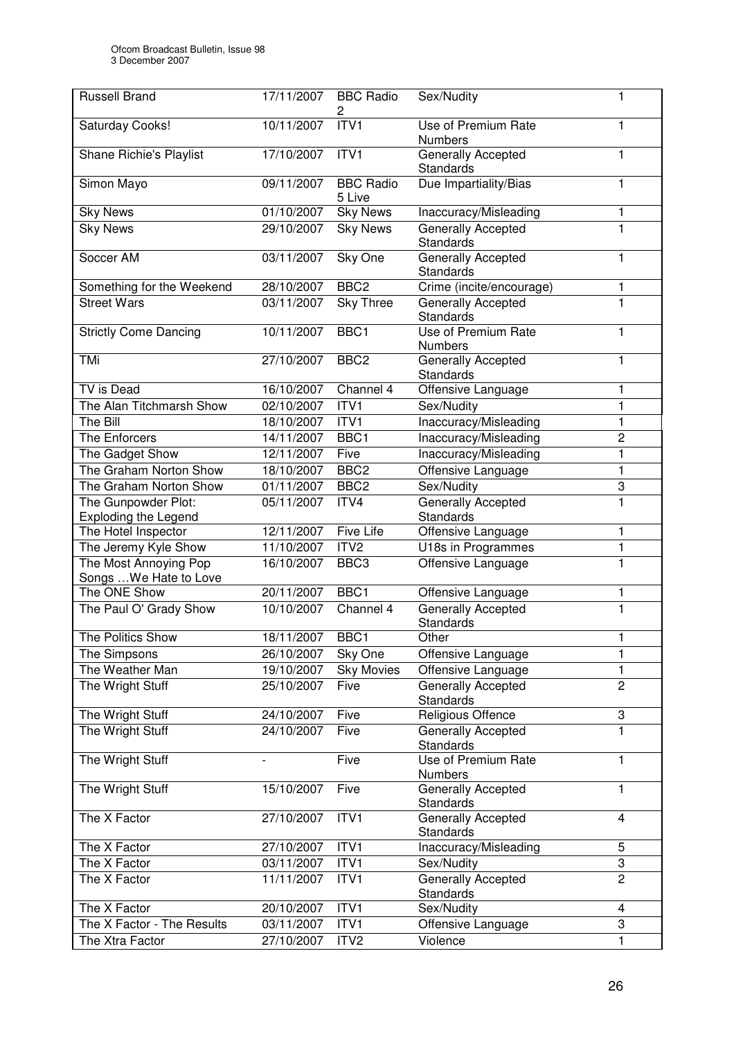| Russell Brand | 17/11/2007 | BBC Radio 2 | Sex/Nudity | 1 |
|---|---|---|---|---|
| Saturday Cooks! | 10/11/2007 | ITV1 | Use of Premium Rate Numbers | 1 |
| Shane Richie's Playlist | 17/10/2007 | ITV1 | Generally Accepted Standards | 1 |
| Simon Mayo | 09/11/2007 | BBC Radio 5 Live | Due Impartiality/Bias | 1 |
| Sky News | 01/10/2007 | Sky News | Inaccuracy/Misleading | 1 |
| Sky News | 29/10/2007 | Sky News | Generally Accepted Standards | 1 |
| Soccer AM | 03/11/2007 | Sky One | Generally Accepted Standards | 1 |
| Something for the Weekend | 28/10/2007 | BBC2 | Crime (incite/encourage) | 1 |
| Street Wars | 03/11/2007 | Sky Three | Generally Accepted Standards | 1 |
| Strictly Come Dancing | 10/11/2007 | BBC1 | Use of Premium Rate Numbers | 1 |
| TMi | 27/10/2007 | BBC2 | Generally Accepted Standards | 1 |
| TV is Dead | 16/10/2007 | Channel 4 | Offensive Language | 1 |
| The Alan Titchmarsh Show | 02/10/2007 | ITV1 | Sex/Nudity | 1 |
| The Bill | 18/10/2007 | ITV1 | Inaccuracy/Misleading | 1 |
| The Enforcers | 14/11/2007 | BBC1 | Inaccuracy/Misleading | 2 |
| The Gadget Show | 12/11/2007 | Five | Inaccuracy/Misleading | 1 |
| The Graham Norton Show | 18/10/2007 | BBC2 | Offensive Language | 1 |
| The Graham Norton Show | 01/11/2007 | BBC2 | Sex/Nudity | 3 |
| The Gunpowder Plot: Exploding the Legend | 05/11/2007 | ITV4 | Generally Accepted Standards | 1 |
| The Hotel Inspector | 12/11/2007 | Five Life | Offensive Language | 1 |
| The Jeremy Kyle Show | 11/10/2007 | ITV2 | U18s in Programmes | 1 |
| The Most Annoying Pop Songs …We Hate to Love | 16/10/2007 | BBC3 | Offensive Language | 1 |
| The ONE Show | 20/11/2007 | BBC1 | Offensive Language | 1 |
| The Paul O' Grady Show | 10/10/2007 | Channel 4 | Generally Accepted Standards | 1 |
| The Politics Show | 18/11/2007 | BBC1 | Other | 1 |
| The Simpsons | 26/10/2007 | Sky One | Offensive Language | 1 |
| The Weather Man | 19/10/2007 | Sky Movies | Offensive Language | 1 |
| The Wright Stuff | 25/10/2007 | Five | Generally Accepted Standards | 2 |
| The Wright Stuff | 24/10/2007 | Five | Religious Offence | 3 |
| The Wright Stuff | 24/10/2007 | Five | Generally Accepted Standards | 1 |
| The Wright Stuff | - | Five | Use of Premium Rate Numbers | 1 |
| The Wright Stuff | 15/10/2007 | Five | Generally Accepted Standards | 1 |
| The X Factor | 27/10/2007 | ITV1 | Generally Accepted Standards | 4 |
| The X Factor | 27/10/2007 | ITV1 | Inaccuracy/Misleading | 5 |
| The X Factor | 03/11/2007 | ITV1 | Sex/Nudity | 3 |
| The X Factor | 11/11/2007 | ITV1 | Generally Accepted Standards | 2 |
| The X Factor | 20/10/2007 | ITV1 | Sex/Nudity | 4 |
| The X Factor - The Results | 03/11/2007 | ITV1 | Offensive Language | 3 |
| The Xtra Factor | 27/10/2007 | ITV2 | Violence | 1 |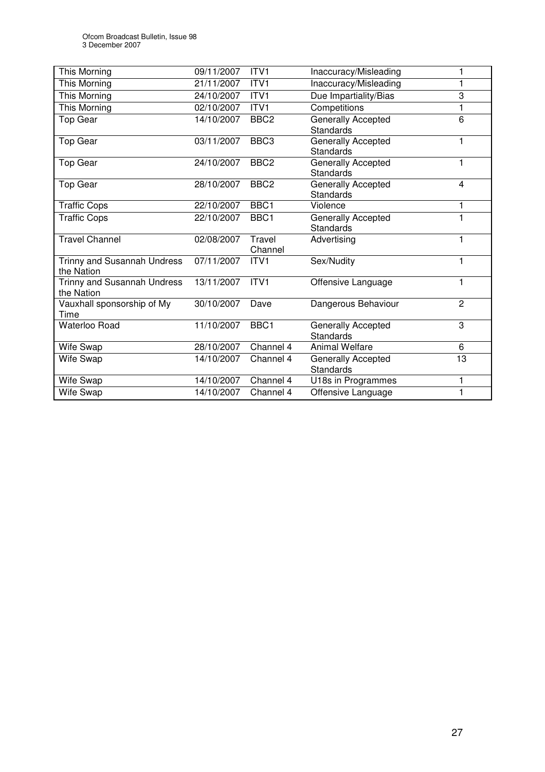| | | | | |
|---|---|---|---|---|
| This Morning | 09/11/2007 | ITV1 | Inaccuracy/Misleading | 1 |
| This Morning | 21/11/2007 | ITV1 | Inaccuracy/Misleading | 1 |
| This Morning | 24/10/2007 | ITV1 | Due Impartiality/Bias | 3 |
| This Morning | 02/10/2007 | ITV1 | Competitions | 1 |
| Top Gear | 14/10/2007 | BBC2 | Generally Accepted Standards | 6 |
| Top Gear | 03/11/2007 | BBC3 | Generally Accepted Standards | 1 |
| Top Gear | 24/10/2007 | BBC2 | Generally Accepted Standards | 1 |
| Top Gear | 28/10/2007 | BBC2 | Generally Accepted Standards | 4 |
| Traffic Cops | 22/10/2007 | BBC1 | Violence | 1 |
| Traffic Cops | 22/10/2007 | BBC1 | Generally Accepted Standards | 1 |
| Travel Channel | 02/08/2007 | Travel Channel | Advertising | 1 |
| Trinny and Susannah Undress the Nation | 07/11/2007 | ITV1 | Sex/Nudity | 1 |
| Trinny and Susannah Undress the Nation | 13/11/2007 | ITV1 | Offensive Language | 1 |
| Vauxhall sponsorship of My Time | 30/10/2007 | Dave | Dangerous Behaviour | 2 |
| Waterloo Road | 11/10/2007 | BBC1 | Generally Accepted Standards | 3 |
| Wife Swap | 28/10/2007 | Channel 4 | Animal Welfare | 6 |
| Wife Swap | 14/10/2007 | Channel 4 | Generally Accepted Standards | 13 |
| Wife Swap | 14/10/2007 | Channel 4 | U18s in Programmes | 1 |
| Wife Swap | 14/10/2007 | Channel 4 | Offensive Language | 1 |